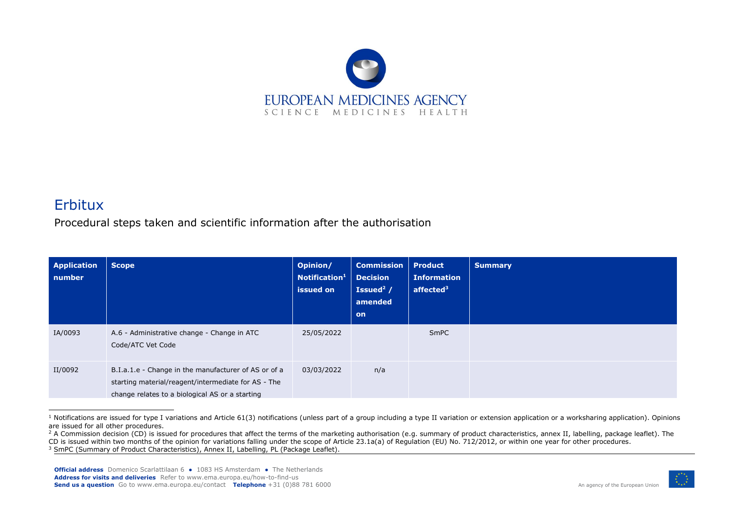# Erbitux

Procedural steps taken and scientific information after the authorisation

| Application number | Scope | Opinion/ Notification[1] issued on | Commission Decision Issued[2] / amended on | Product Information affected[3] | Summary |
|---|---|---|---|---|---|
| IA/0093 | A.6 - Administrative change - Change in ATC Code/ATC Vet Code | 25/05/2022 | | SmPC | |
| II/0092 | B.I.a.1.e - Change in the manufacturer of AS or of a starting material/reagent/intermediate for AS - The change relates to a biological AS or a starting | 03/03/2022 | n/a | | |

[1] Notifications are issued for type I variations and Article 61(3) notifications (unless part of a group including a type II variation or extension application or a worksharing application). Opinions are issued for all other procedures.

[2] A Commission decision (CD) is issued for procedures that affect the terms of the marketing authorisation (e.g. summary of product characteristics, annex II, labelling, package leaflet). The CD is issued within two months of the opinion for variations falling under the scope of Article 23.1a(a) of Regulation (EU) No. 712/2012, or within one year for other procedures.

[3] SmPC (Summary of Product Characteristics), Annex II, Labelling, PL (Package Leaflet).

**Official address** Domenico Scarlattilaan 6 ● 1083 HS Amsterdam ● The Netherlands
**Address for visits and deliveries** Refer to www.ema.europa.eu/how-to-find-us
**Send us a question** Go to www.ema.europa.eu/contact **Telephone** +31 (0)88 781 6000

An agency of the European Union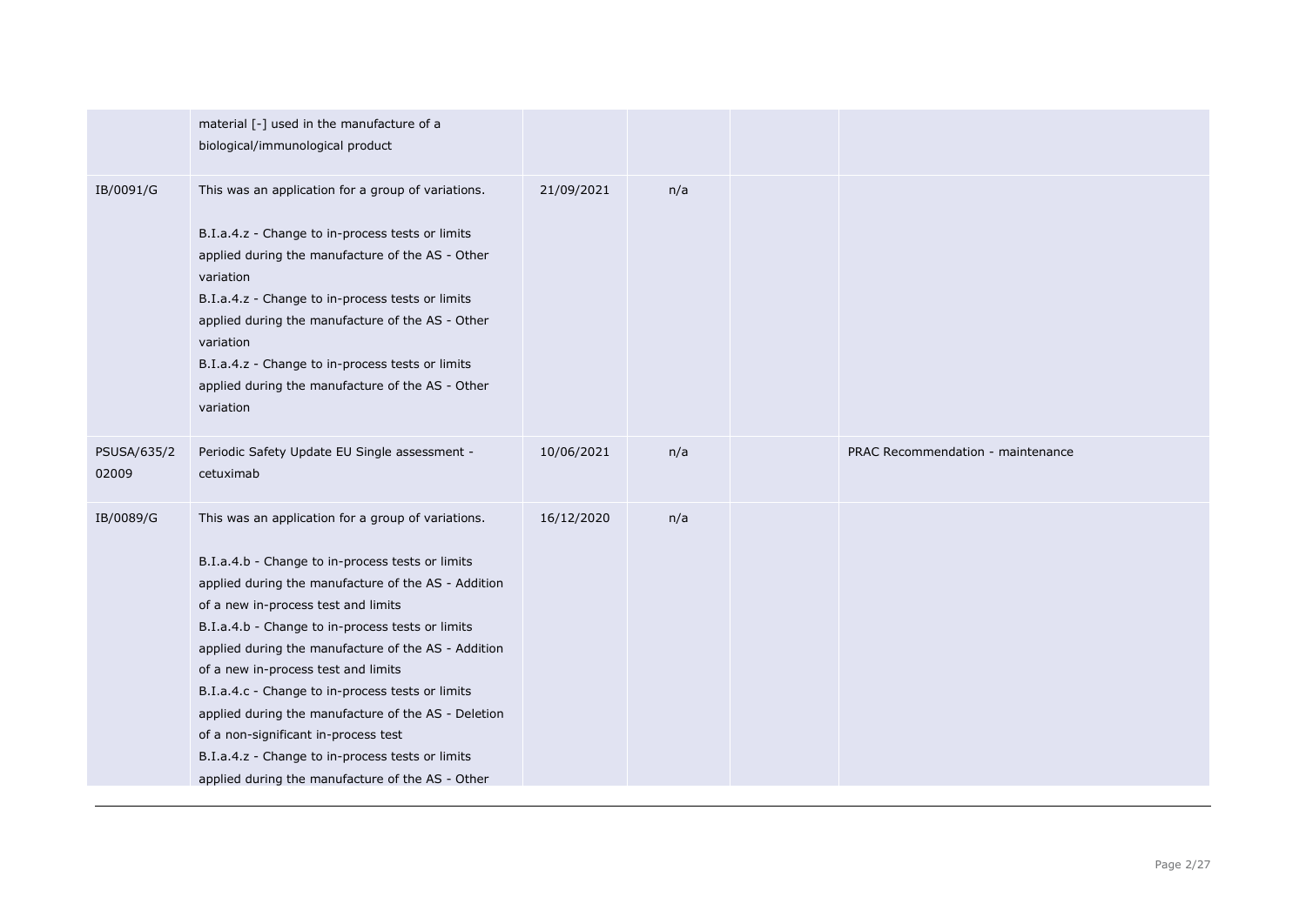| | | | | | |
|---|---|---|---|---|---|
| | material [-] used in the manufacture of a biological/immunological product | | | | |
| IB/0091/G | This was an application for a group of variations.<br><br>B.I.a.4.z - Change to in-process tests or limits applied during the manufacture of the AS - Other variation<br>B.I.a.4.z - Change to in-process tests or limits applied during the manufacture of the AS - Other variation<br>B.I.a.4.z - Change to in-process tests or limits applied during the manufacture of the AS - Other variation | 21/09/2021 | n/a | | |
| PSUSA/635/202009 | Periodic Safety Update EU Single assessment - cetuximab | 10/06/2021 | n/a | | PRAC Recommendation - maintenance |
| IB/0089/G | This was an application for a group of variations.<br><br>B.I.a.4.b - Change to in-process tests or limits applied during the manufacture of the AS - Addition of a new in-process test and limits<br>B.I.a.4.b - Change to in-process tests or limits applied during the manufacture of the AS - Addition of a new in-process test and limits<br>B.I.a.4.c - Change to in-process tests or limits applied during the manufacture of the AS - Deletion of a non-significant in-process test<br>B.I.a.4.z - Change to in-process tests or limits applied during the manufacture of the AS - Other | 16/12/2020 | n/a | | |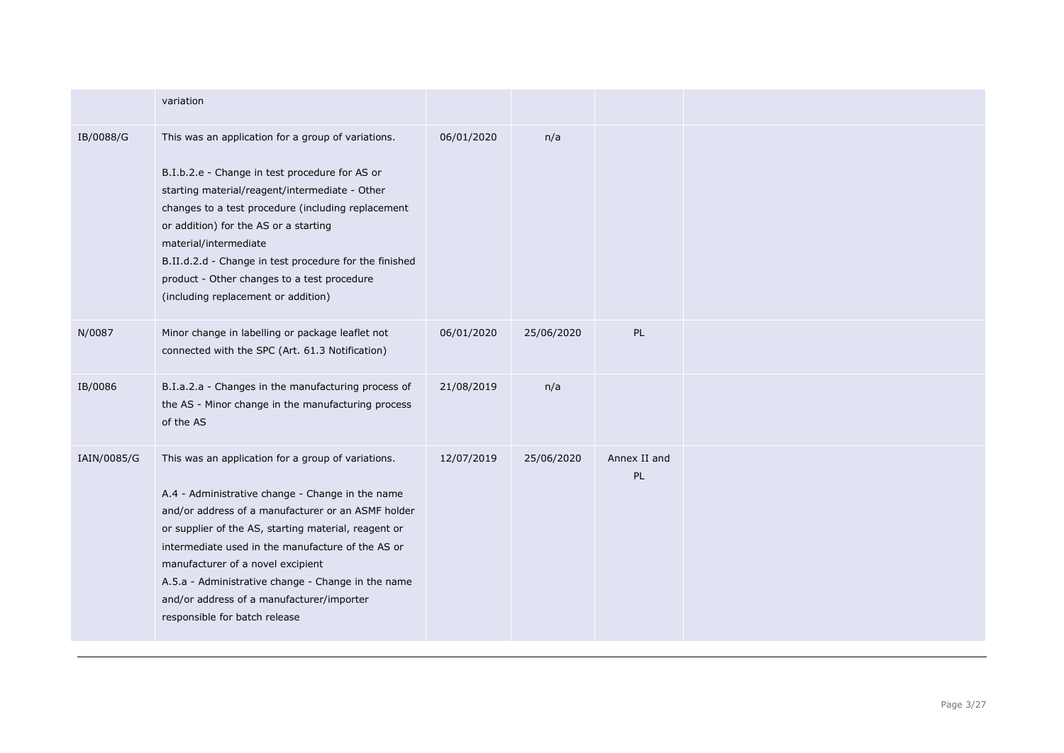|  |  |  |  |  |  |
|---|---|---|---|---|---|
|  | variation |  |  |  |  |
| IB/0088/G | This was an application for a group of variations.<br><br>B.I.b.2.e - Change in test procedure for AS or starting material/reagent/intermediate - Other changes to a test procedure (including replacement or addition) for the AS or a starting material/intermediate<br>B.II.d.2.d - Change in test procedure for the finished product - Other changes to a test procedure (including replacement or addition) | 06/01/2020 | n/a |  |  |
| N/0087 | Minor change in labelling or package leaflet not connected with the SPC (Art. 61.3 Notification) | 06/01/2020 | 25/06/2020 | PL |  |
| IB/0086 | B.I.a.2.a - Changes in the manufacturing process of the AS - Minor change in the manufacturing process of the AS | 21/08/2019 | n/a |  |  |
| IAIN/0085/G | This was an application for a group of variations.<br><br>A.4 - Administrative change - Change in the name and/or address of a manufacturer or an ASMF holder or supplier of the AS, starting material, reagent or intermediate used in the manufacture of the AS or manufacturer of a novel excipient<br>A.5.a - Administrative change - Change in the name and/or address of a manufacturer/importer responsible for batch release | 12/07/2019 | 25/06/2020 | Annex II and PL |  |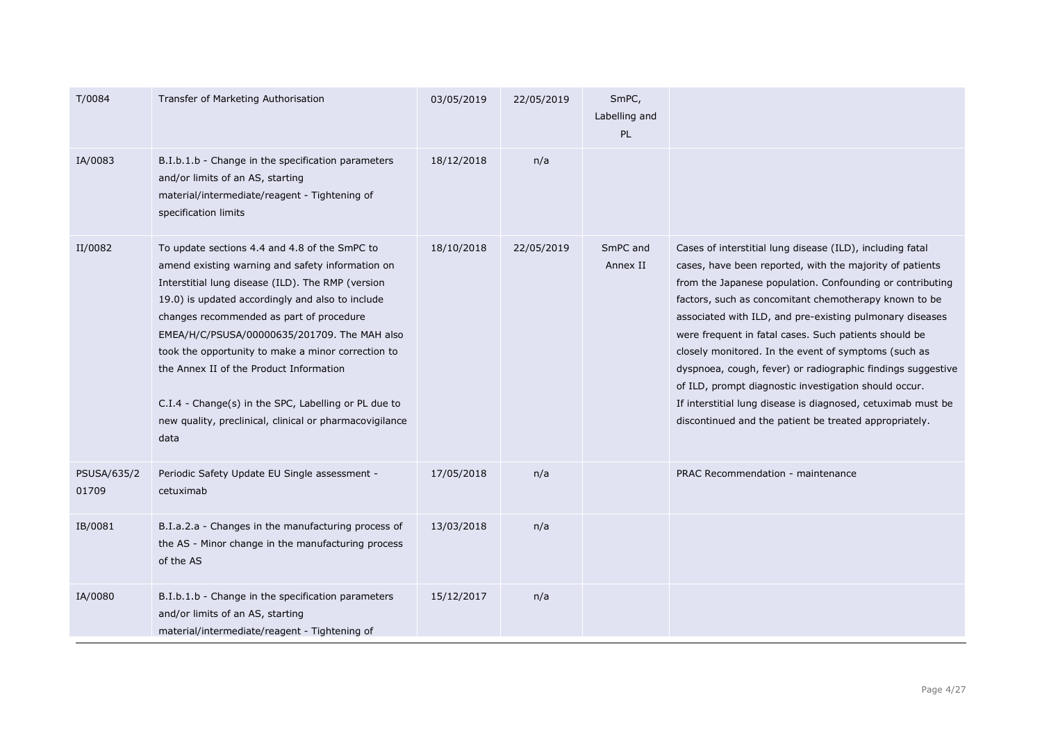| | | | | | |
|---|---|---|---|---|---|
| T/0084 | Transfer of Marketing Authorisation | 03/05/2019 | 22/05/2019 | SmPC, Labelling and PL | |
| IA/0083 | B.I.b.1.b - Change in the specification parameters and/or limits of an AS, starting material/intermediate/reagent - Tightening of specification limits | 18/12/2018 | n/a | | |
| II/0082 | To update sections 4.4 and 4.8 of the SmPC to amend existing warning and safety information on Interstitial lung disease (ILD). The RMP (version 19.0) is updated accordingly and also to include changes recommended as part of procedure EMEA/H/C/PSUSA/00000635/201709. The MAH also took the opportunity to make a minor correction to the Annex II of the Product Information<br><br>C.I.4 - Change(s) in the SPC, Labelling or PL due to new quality, preclinical, clinical or pharmacovigilance data | 18/10/2018 | 22/05/2019 | SmPC and Annex II | Cases of interstitial lung disease (ILD), including fatal cases, have been reported, with the majority of patients from the Japanese population. Confounding or contributing factors, such as concomitant chemotherapy known to be associated with ILD, and pre-existing pulmonary diseases were frequent in fatal cases. Such patients should be closely monitored. In the event of symptoms (such as dyspnoea, cough, fever) or radiographic findings suggestive of ILD, prompt diagnostic investigation should occur.<br>If interstitial lung disease is diagnosed, cetuximab must be discontinued and the patient be treated appropriately. |
| PSUSA/635/201709 | Periodic Safety Update EU Single assessment - cetuximab | 17/05/2018 | n/a | | PRAC Recommendation - maintenance |
| IB/0081 | B.I.a.2.a - Changes in the manufacturing process of the AS - Minor change in the manufacturing process of the AS | 13/03/2018 | n/a | | |
| IA/0080 | B.I.b.1.b - Change in the specification parameters and/or limits of an AS, starting material/intermediate/reagent - Tightening of | 15/12/2017 | n/a | | |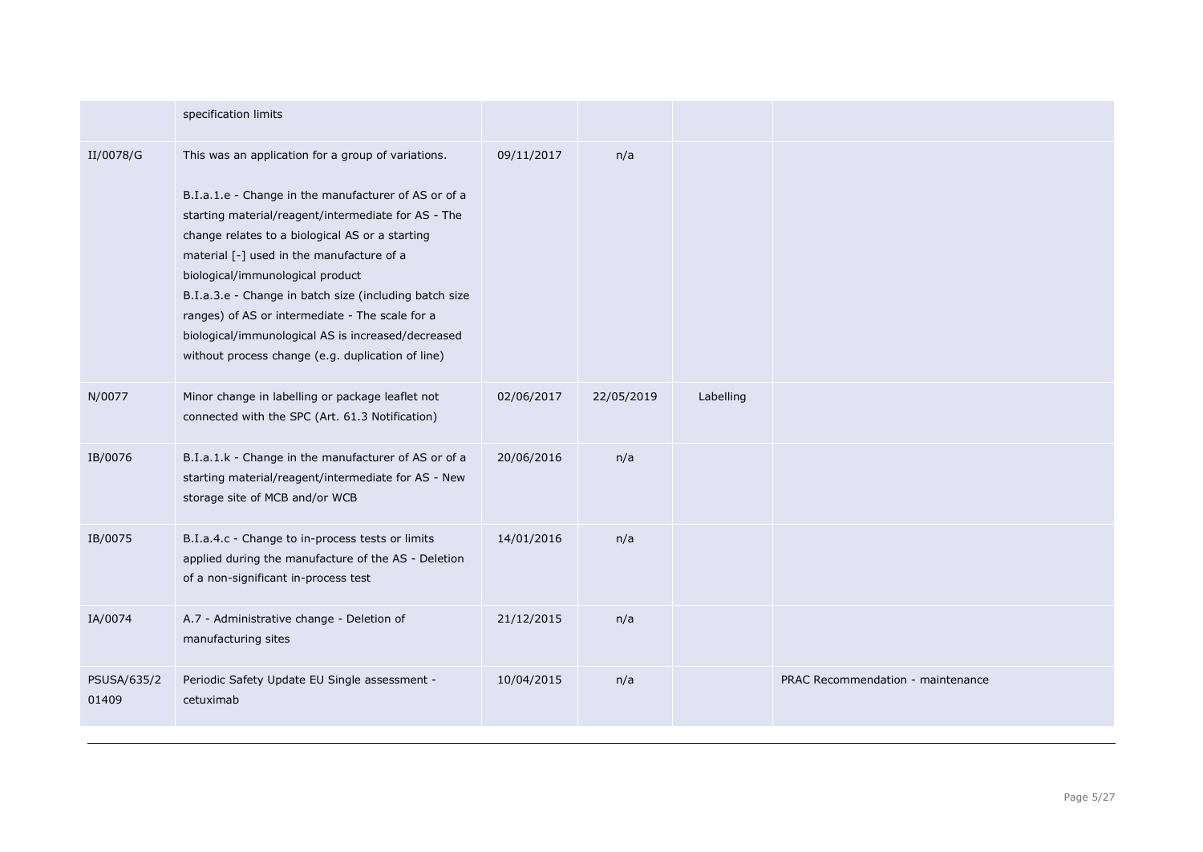|  | specification limits |  |  |  |  |
|---|---|---|---|---|---|
| II/0078/G | This was an application for a group of variations.<br><br>B.I.a.1.e - Change in the manufacturer of AS or of a starting material/reagent/intermediate for AS - The change relates to a biological AS or a starting material [-] used in the manufacture of a biological/immunological product<br>B.I.a.3.e - Change in batch size (including batch size ranges) of AS or intermediate - The scale for a biological/immunological AS is increased/decreased without process change (e.g. duplication of line) | 09/11/2017 | n/a |  |  |
| N/0077 | Minor change in labelling or package leaflet not connected with the SPC (Art. 61.3 Notification) | 02/06/2017 | 22/05/2019 | Labelling |  |
| IB/0076 | B.I.a.1.k - Change in the manufacturer of AS or of a starting material/reagent/intermediate for AS - New storage site of MCB and/or WCB | 20/06/2016 | n/a |  |  |
| IB/0075 | B.I.a.4.c - Change to in-process tests or limits applied during the manufacture of the AS - Deletion of a non-significant in-process test | 14/01/2016 | n/a |  |  |
| IA/0074 | A.7 - Administrative change - Deletion of manufacturing sites | 21/12/2015 | n/a |  |  |
| PSUSA/635/201409 | Periodic Safety Update EU Single assessment - cetuximab | 10/04/2015 | n/a |  | PRAC Recommendation - maintenance |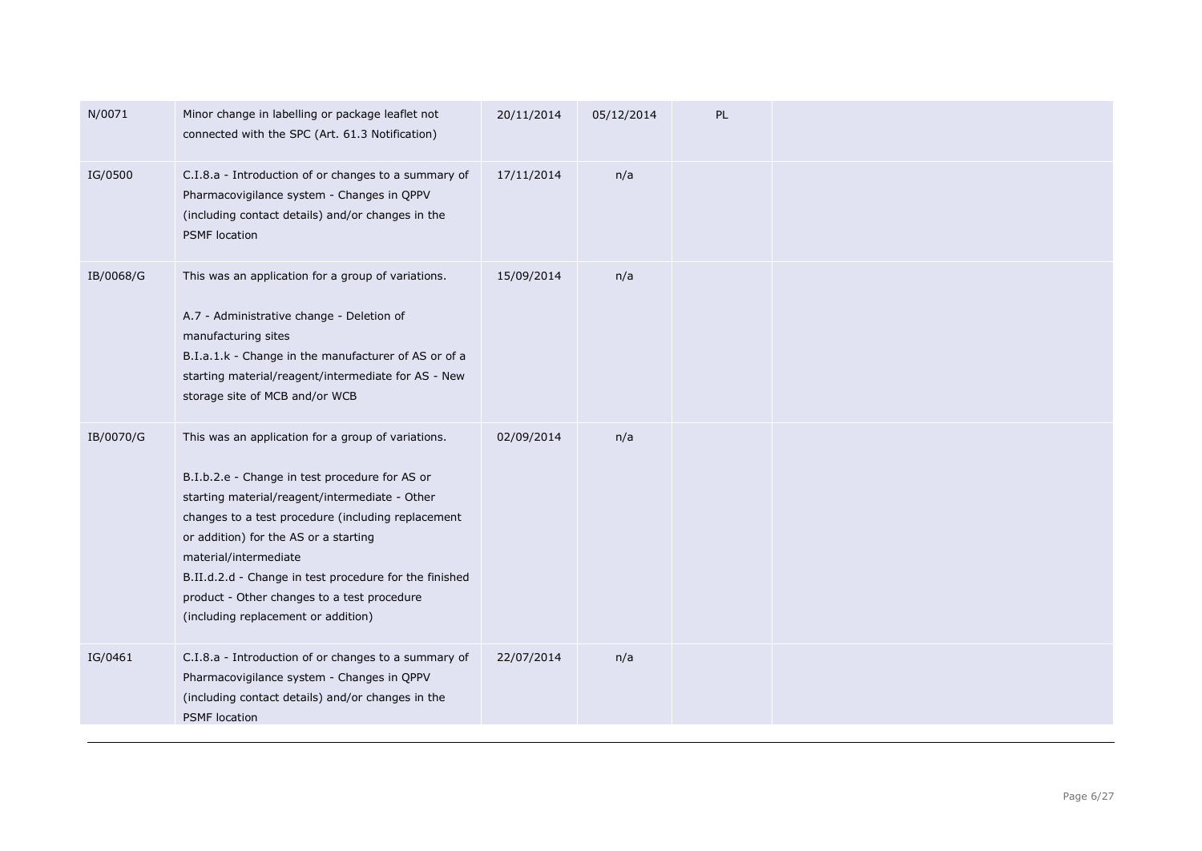| | | | | | |
|---|---|---|---|---|---|
| N/0071 | Minor change in labelling or package leaflet not connected with the SPC (Art. 61.3 Notification) | 20/11/2014 | 05/12/2014 | PL | |
| IG/0500 | C.I.8.a - Introduction of or changes to a summary of Pharmacovigilance system - Changes in QPPV (including contact details) and/or changes in the PSMF location | 17/11/2014 | n/a | | |
| IB/0068/G | This was an application for a group of variations.<br><br>A.7 - Administrative change - Deletion of manufacturing sites<br>B.I.a.1.k - Change in the manufacturer of AS or of a starting material/reagent/intermediate for AS - New storage site of MCB and/or WCB | 15/09/2014 | n/a | | |
| IB/0070/G | This was an application for a group of variations.<br><br>B.I.b.2.e - Change in test procedure for AS or starting material/reagent/intermediate - Other changes to a test procedure (including replacement or addition) for the AS or a starting material/intermediate<br>B.II.d.2.d - Change in test procedure for the finished product - Other changes to a test procedure (including replacement or addition) | 02/09/2014 | n/a | | |
| IG/0461 | C.I.8.a - Introduction of or changes to a summary of Pharmacovigilance system - Changes in QPPV (including contact details) and/or changes in the PSMF location | 22/07/2014 | n/a | | |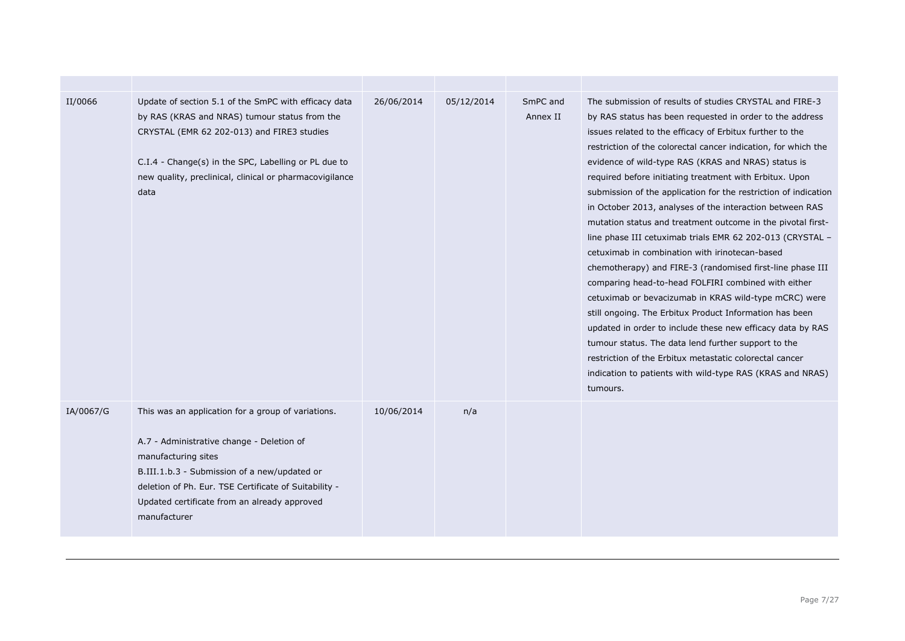| | | | | | |
|---|---|---|---|---|---|
| II/0066 | Update of section 5.1 of the SmPC with efficacy data by RAS (KRAS and NRAS) tumour status from the CRYSTAL (EMR 62 202-013) and FIRE3 studies<br><br>C.I.4 - Change(s) in the SPC, Labelling or PL due to new quality, preclinical, clinical or pharmacovigilance data | 26/06/2014 | 05/12/2014 | SmPC and Annex II | The submission of results of studies CRYSTAL and FIRE-3 by RAS status has been requested in order to the address issues related to the efficacy of Erbitux further to the restriction of the colorectal cancer indication, for which the evidence of wild-type RAS (KRAS and NRAS) status is required before initiating treatment with Erbitux. Upon submission of the application for the restriction of indication in October 2013, analyses of the interaction between RAS mutation status and treatment outcome in the pivotal first-line phase III cetuximab trials EMR 62 202-013 (CRYSTAL – cetuximab in combination with irinotecan-based chemotherapy) and FIRE-3 (randomised first-line phase III comparing head-to-head FOLFIRI combined with either cetuximab or bevacizumab in KRAS wild-type mCRC) were still ongoing. The Erbitux Product Information has been updated in order to include these new efficacy data by RAS tumour status. The data lend further support to the restriction of the Erbitux metastatic colorectal cancer indication to patients with wild-type RAS (KRAS and NRAS) tumours. |
| IA/0067/G | This was an application for a group of variations.<br><br>A.7 - Administrative change - Deletion of manufacturing sites<br>B.III.1.b.3 - Submission of a new/updated or deletion of Ph. Eur. TSE Certificate of Suitability - Updated certificate from an already approved manufacturer | 10/06/2014 | n/a | | |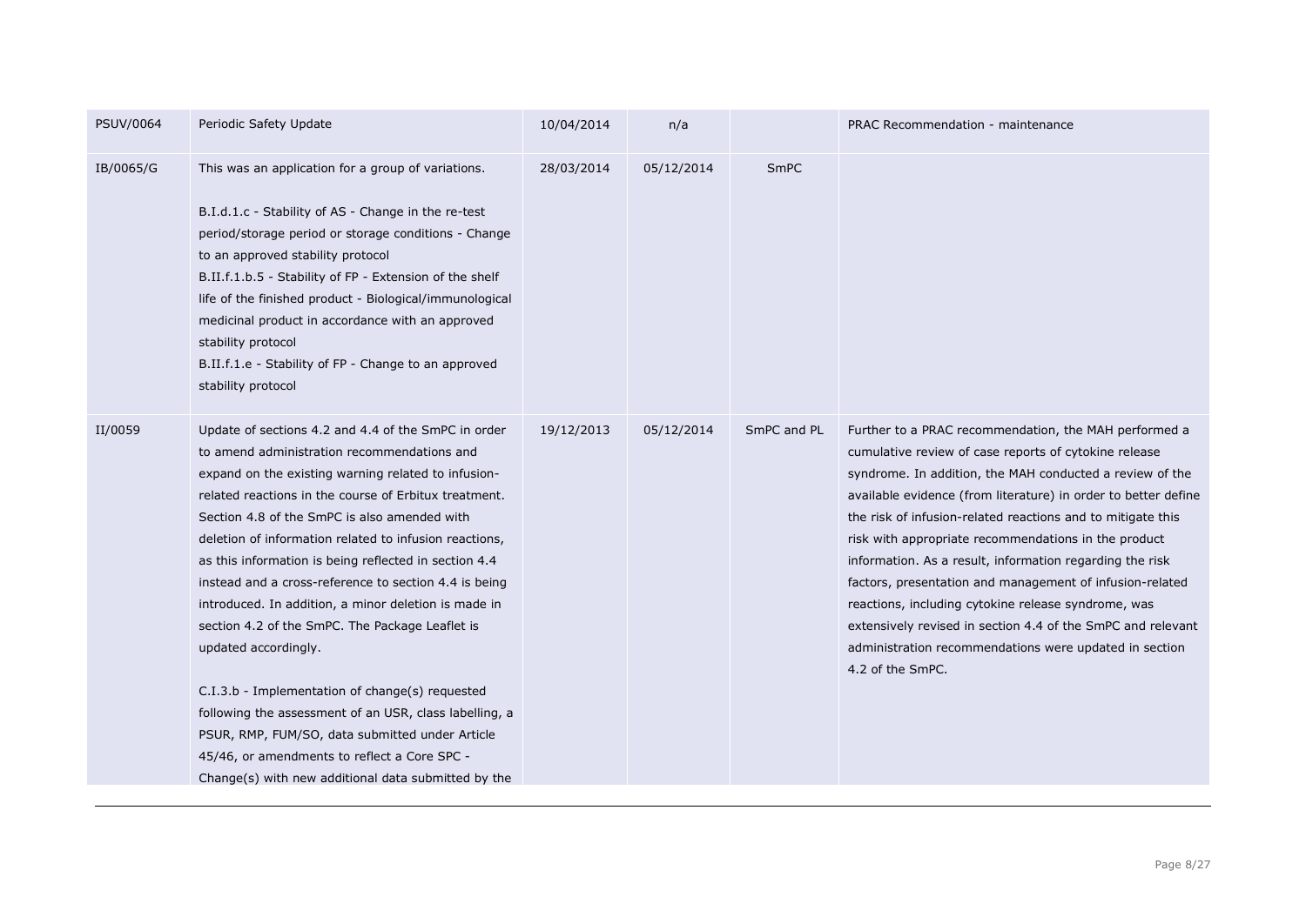| | | | | | |
|---|---|---|---|---|---|
| PSUV/0064 | Periodic Safety Update | 10/04/2014 | n/a | | PRAC Recommendation - maintenance |
| IB/0065/G | This was an application for a group of variations.<br><br>B.I.d.1.c - Stability of AS - Change in the re-test period/storage period or storage conditions - Change to an approved stability protocol<br>B.II.f.1.b.5 - Stability of FP - Extension of the shelf life of the finished product - Biological/immunological medicinal product in accordance with an approved stability protocol<br>B.II.f.1.e - Stability of FP - Change to an approved stability protocol | 28/03/2014 | 05/12/2014 | SmPC | |
| II/0059 | Update of sections 4.2 and 4.4 of the SmPC in order to amend administration recommendations and expand on the existing warning related to infusion-related reactions in the course of Erbitux treatment. Section 4.8 of the SmPC is also amended with deletion of information related to infusion reactions, as this information is being reflected in section 4.4 instead and a cross-reference to section 4.4 is being introduced. In addition, a minor deletion is made in section 4.2 of the SmPC. The Package Leaflet is updated accordingly.<br><br>C.I.3.b - Implementation of change(s) requested following the assessment of an USR, class labelling, a PSUR, RMP, FUM/SO, data submitted under Article 45/46, or amendments to reflect a Core SPC - Change(s) with new additional data submitted by the | 19/12/2013 | 05/12/2014 | SmPC and PL | Further to a PRAC recommendation, the MAH performed a cumulative review of case reports of cytokine release syndrome. In addition, the MAH conducted a review of the available evidence (from literature) in order to better define the risk of infusion-related reactions and to mitigate this risk with appropriate recommendations in the product information. As a result, information regarding the risk factors, presentation and management of infusion-related reactions, including cytokine release syndrome, was extensively revised in section 4.4 of the SmPC and relevant administration recommendations were updated in section 4.2 of the SmPC. |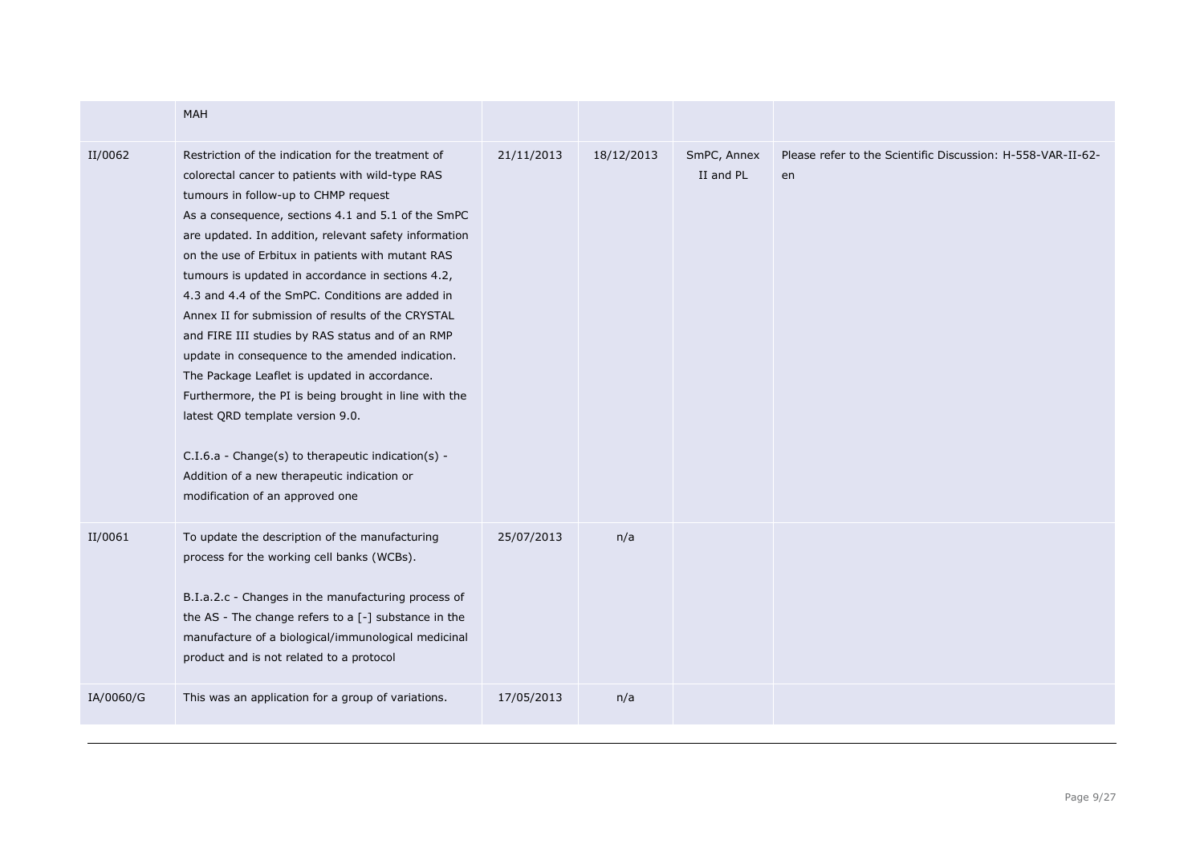|  | MAH |  |  |  |  |
| --- | --- | --- | --- | --- | --- |
| II/0062 | Restriction of the indication for the treatment of colorectal cancer to patients with wild-type RAS tumours in follow-up to CHMP request<br>As a consequence, sections 4.1 and 5.1 of the SmPC are updated. In addition, relevant safety information on the use of Erbitux in patients with mutant RAS tumours is updated in accordance in sections 4.2, 4.3 and 4.4 of the SmPC. Conditions are added in Annex II for submission of results of the CRYSTAL and FIRE III studies by RAS status and of an RMP update in consequence to the amended indication. The Package Leaflet is updated in accordance. Furthermore, the PI is being brought in line with the latest QRD template version 9.0.<br><br>C.I.6.a - Change(s) to therapeutic indication(s) - Addition of a new therapeutic indication or modification of an approved one | 21/11/2013 | 18/12/2013 | SmPC, Annex II and PL | Please refer to the Scientific Discussion: H-558-VAR-II-62-en |
| II/0061 | To update the description of the manufacturing process for the working cell banks (WCBs).<br><br>B.I.a.2.c - Changes in the manufacturing process of the AS - The change refers to a [-] substance in the manufacture of a biological/immunological medicinal product and is not related to a protocol | 25/07/2013 | n/a |  |  |
| IA/0060/G | This was an application for a group of variations. | 17/05/2013 | n/a |  |  |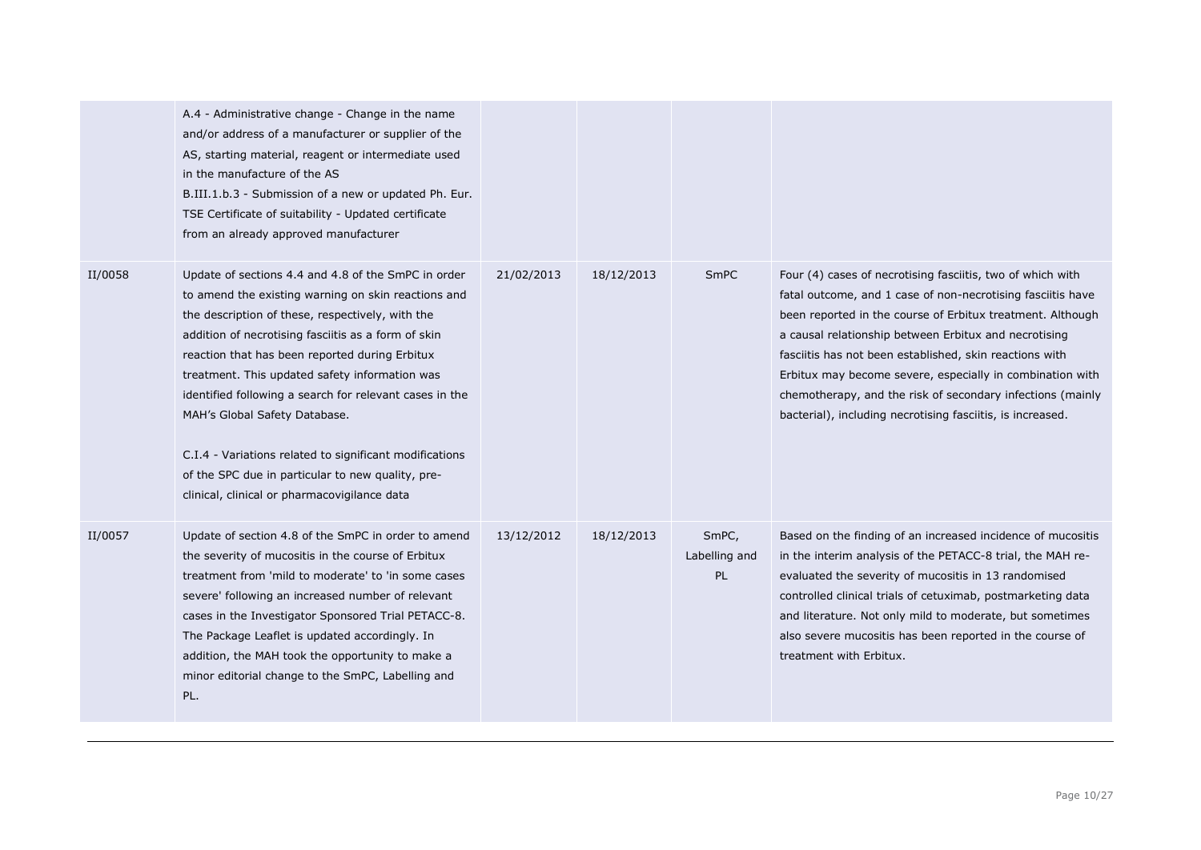| | | | | | |
|---|---|---|---|---|---|
| | A.4 - Administrative change - Change in the name and/or address of a manufacturer or supplier of the AS, starting material, reagent or intermediate used in the manufacture of the AS<br>B.III.1.b.3 - Submission of a new or updated Ph. Eur. TSE Certificate of suitability - Updated certificate from an already approved manufacturer | | | | |
| II/0058 | Update of sections 4.4 and 4.8 of the SmPC in order to amend the existing warning on skin reactions and the description of these, respectively, with the addition of necrotising fasciitis as a form of skin reaction that has been reported during Erbitux treatment. This updated safety information was identified following a search for relevant cases in the MAH's Global Safety Database.<br><br>C.I.4 - Variations related to significant modifications of the SPC due in particular to new quality, pre-clinical, clinical or pharmacovigilance data | 21/02/2013 | 18/12/2013 | SmPC | Four (4) cases of necrotising fasciitis, two of which with fatal outcome, and 1 case of non-necrotising fasciitis have been reported in the course of Erbitux treatment. Although a causal relationship between Erbitux and necrotising fasciitis has not been established, skin reactions with Erbitux may become severe, especially in combination with chemotherapy, and the risk of secondary infections (mainly bacterial), including necrotising fasciitis, is increased. |
| II/0057 | Update of section 4.8 of the SmPC in order to amend the severity of mucositis in the course of Erbitux treatment from 'mild to moderate' to 'in some cases severe' following an increased number of relevant cases in the Investigator Sponsored Trial PETACC-8. The Package Leaflet is updated accordingly. In addition, the MAH took the opportunity to make a minor editorial change to the SmPC, Labelling and PL. | 13/12/2012 | 18/12/2013 | SmPC, Labelling and PL | Based on the finding of an increased incidence of mucositis in the interim analysis of the PETACC-8 trial, the MAH re-evaluated the severity of mucositis in 13 randomised controlled clinical trials of cetuximab, postmarketing data and literature. Not only mild to moderate, but sometimes also severe mucositis has been reported in the course of treatment with Erbitux. |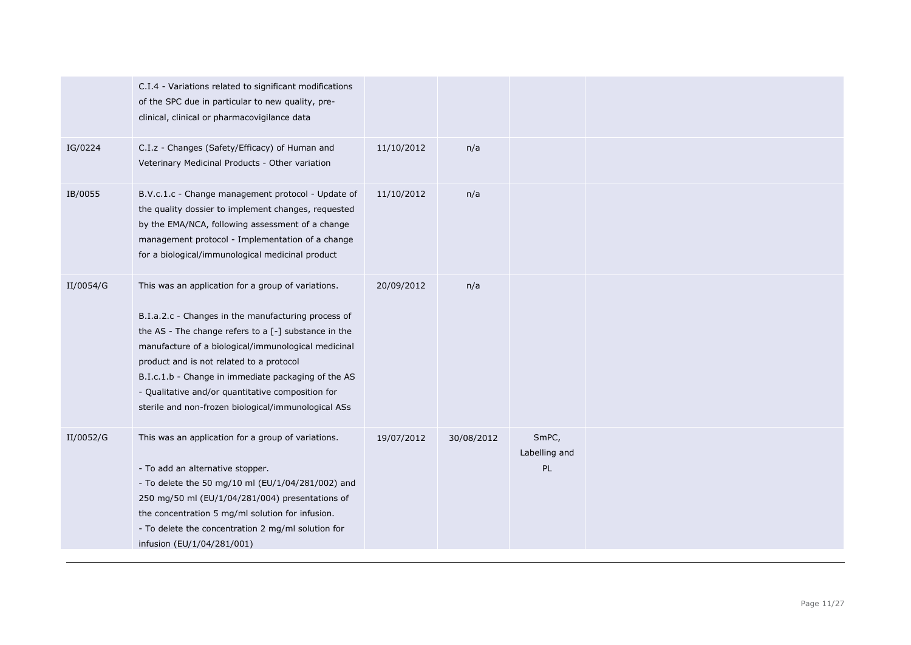| | | | | | |
|---|---|---|---|---|---|
| | C.I.4 - Variations related to significant modifications of the SPC due in particular to new quality, pre-clinical, clinical or pharmacovigilance data | | | | |
| IG/0224 | C.I.z - Changes (Safety/Efficacy) of Human and Veterinary Medicinal Products - Other variation | 11/10/2012 | n/a | | |
| IB/0055 | B.V.c.1.c - Change management protocol - Update of the quality dossier to implement changes, requested by the EMA/NCA, following assessment of a change management protocol - Implementation of a change for a biological/immunological medicinal product | 11/10/2012 | n/a | | |
| II/0054/G | This was an application for a group of variations.<br><br>B.I.a.2.c - Changes in the manufacturing process of the AS - The change refers to a [-] substance in the manufacture of a biological/immunological medicinal product and is not related to a protocol<br>B.I.c.1.b - Change in immediate packaging of the AS - Qualitative and/or quantitative composition for sterile and non-frozen biological/immunological ASs | 20/09/2012 | n/a | | |
| II/0052/G | This was an application for a group of variations.<br><br>- To add an alternative stopper.<br>- To delete the 50 mg/10 ml (EU/1/04/281/002) and 250 mg/50 ml (EU/1/04/281/004) presentations of the concentration 5 mg/ml solution for infusion.<br>- To delete the concentration 2 mg/ml solution for infusion (EU/1/04/281/001) | 19/07/2012 | 30/08/2012 | SmPC, Labelling and PL | |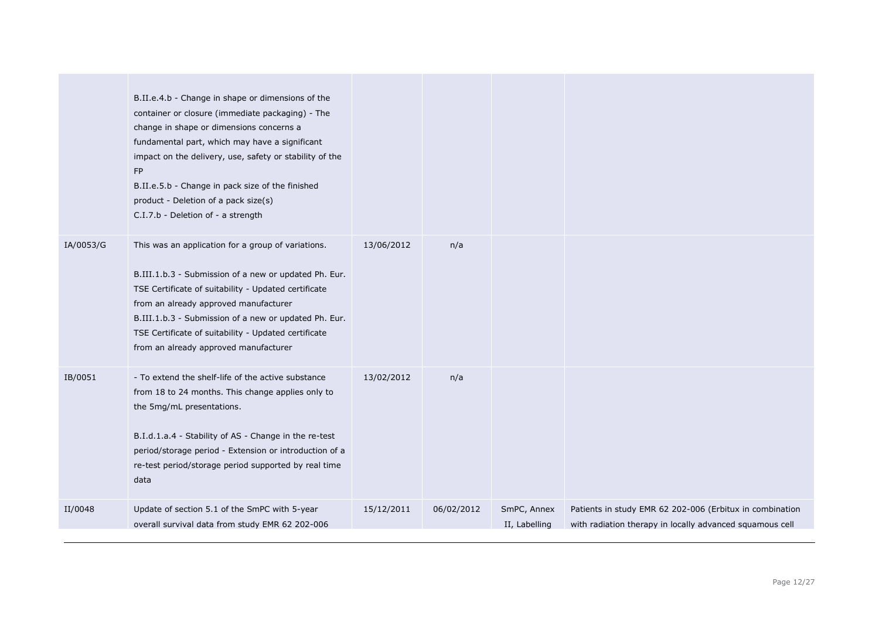| | | | | | |
|---|---|---|---|---|---|
| | B.II.e.4.b - Change in shape or dimensions of the container or closure (immediate packaging) - The change in shape or dimensions concerns a fundamental part, which may have a significant impact on the delivery, use, safety or stability of the FP<br>B.II.e.5.b - Change in pack size of the finished product - Deletion of a pack size(s)<br>C.I.7.b - Deletion of - a strength | | | | |
| IA/0053/G | This was an application for a group of variations.<br><br>B.III.1.b.3 - Submission of a new or updated Ph. Eur. TSE Certificate of suitability - Updated certificate from an already approved manufacturer<br>B.III.1.b.3 - Submission of a new or updated Ph. Eur. TSE Certificate of suitability - Updated certificate from an already approved manufacturer | 13/06/2012 | n/a | | |
| IB/0051 | - To extend the shelf-life of the active substance from 18 to 24 months. This change applies only to the 5mg/mL presentations.<br><br>B.I.d.1.a.4 - Stability of AS - Change in the re-test period/storage period - Extension or introduction of a re-test period/storage period supported by real time data | 13/02/2012 | n/a | | |
| II/0048 | Update of section 5.1 of the SmPC with 5-year overall survival data from study EMR 62 202-006 | 15/12/2011 | 06/02/2012 | SmPC, Annex II, Labelling | Patients in study EMR 62 202-006 (Erbitux in combination with radiation therapy in locally advanced squamous cell |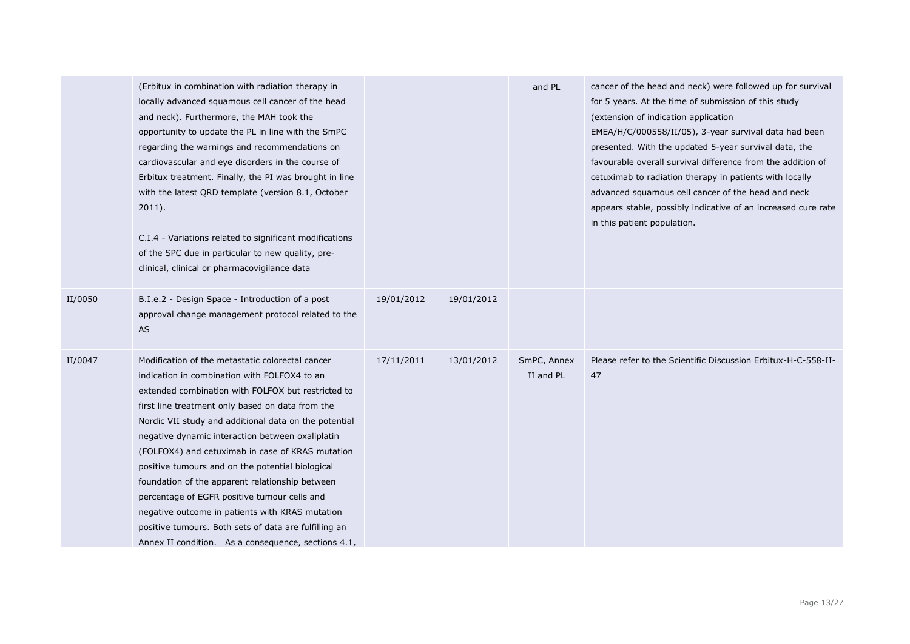| | | | | | |
|---|---|---|---|---|---|
| | (Erbitux in combination with radiation therapy in locally advanced squamous cell cancer of the head and neck). Furthermore, the MAH took the opportunity to update the PL in line with the SmPC regarding the warnings and recommendations on cardiovascular and eye disorders in the course of Erbitux treatment. Finally, the PI was brought in line with the latest QRD template (version 8.1, October 2011).<br><br>C.I.4 - Variations related to significant modifications of the SPC due in particular to new quality, pre-clinical, clinical or pharmacovigilance data | | | and PL | cancer of the head and neck) were followed up for survival for 5 years. At the time of submission of this study (extension of indication application EMEA/H/C/000558/II/05), 3-year survival data had been presented. With the updated 5-year survival data, the favourable overall survival difference from the addition of cetuximab to radiation therapy in patients with locally advanced squamous cell cancer of the head and neck appears stable, possibly indicative of an increased cure rate in this patient population. |
| II/0050 | B.I.e.2 - Design Space - Introduction of a post approval change management protocol related to the AS | 19/01/2012 | 19/01/2012 | | |
| II/0047 | Modification of the metastatic colorectal cancer indication in combination with FOLFOX4 to an extended combination with FOLFOX but restricted to first line treatment only based on data from the Nordic VII study and additional data on the potential negative dynamic interaction between oxaliplatin (FOLFOX4) and cetuximab in case of KRAS mutation positive tumours and on the potential biological foundation of the apparent relationship between percentage of EGFR positive tumour cells and negative outcome in patients with KRAS mutation positive tumours. Both sets of data are fulfilling an Annex II condition. As a consequence, sections 4.1, | 17/11/2011 | 13/01/2012 | SmPC, Annex II and PL | Please refer to the Scientific Discussion Erbitux-H-C-558-II-47 |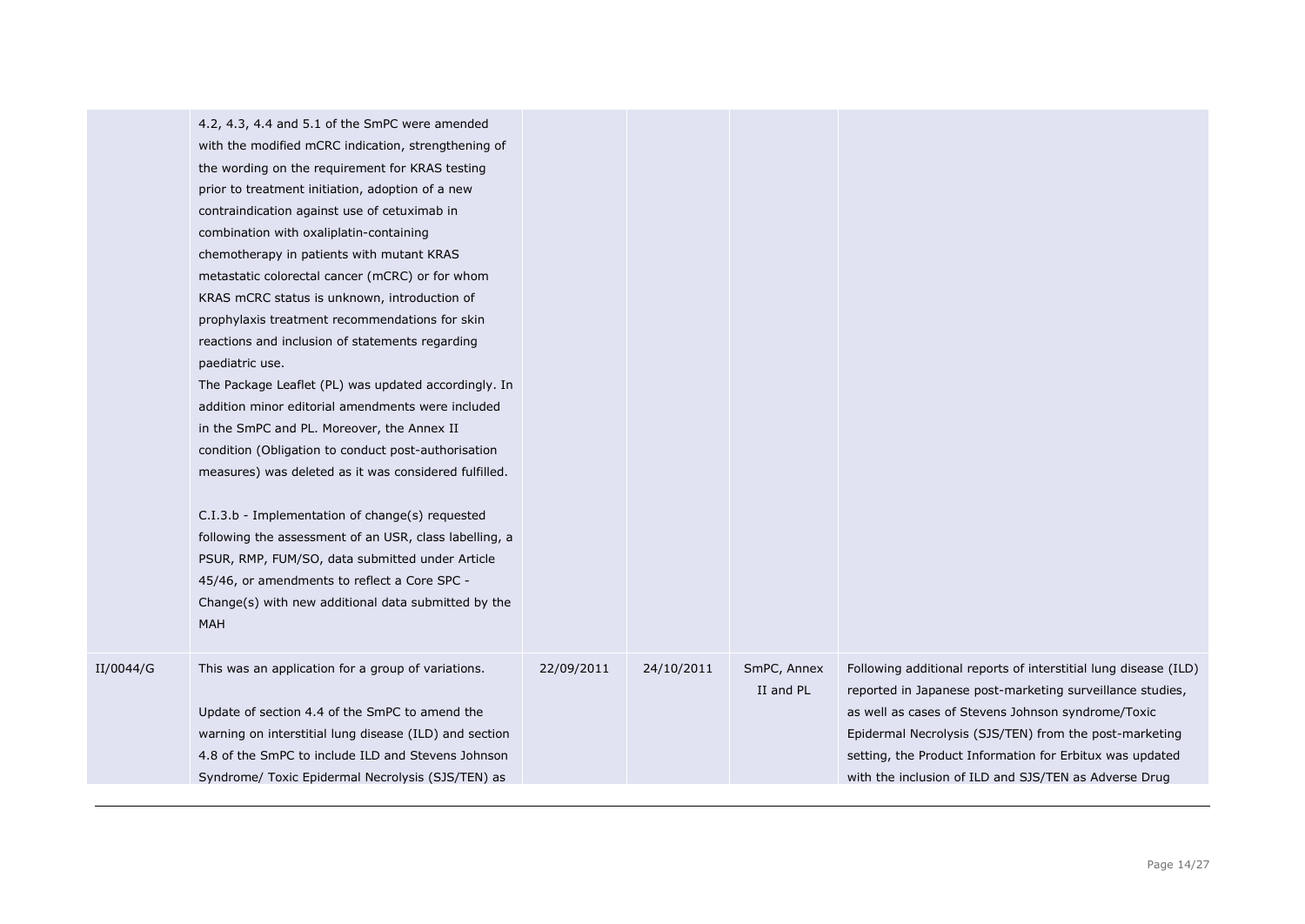| | | | | | |
|---|---|---|---|---|---|
| | 4.2, 4.3, 4.4 and 5.1 of the SmPC were amended with the modified mCRC indication, strengthening of the wording on the requirement for KRAS testing prior to treatment initiation, adoption of a new contraindication against use of cetuximab in combination with oxaliplatin-containing chemotherapy in patients with mutant KRAS metastatic colorectal cancer (mCRC) or for whom KRAS mCRC status is unknown, introduction of prophylaxis treatment recommendations for skin reactions and inclusion of statements regarding paediatric use.<br>The Package Leaflet (PL) was updated accordingly. In addition minor editorial amendments were included in the SmPC and PL. Moreover, the Annex II condition (Obligation to conduct post-authorisation measures) was deleted as it was considered fulfilled.<br><br>C.I.3.b - Implementation of change(s) requested following the assessment of an USR, class labelling, a PSUR, RMP, FUM/SO, data submitted under Article 45/46, or amendments to reflect a Core SPC - Change(s) with new additional data submitted by the MAH | | | | |
| II/0044/G | This was an application for a group of variations.<br><br>Update of section 4.4 of the SmPC to amend the warning on interstitial lung disease (ILD) and section 4.8 of the SmPC to include ILD and Stevens Johnson Syndrome/ Toxic Epidermal Necrolysis (SJS/TEN) as | 22/09/2011 | 24/10/2011 | SmPC, Annex II and PL | Following additional reports of interstitial lung disease (ILD) reported in Japanese post-marketing surveillance studies, as well as cases of Stevens Johnson syndrome/Toxic Epidermal Necrolysis (SJS/TEN) from the post-marketing setting, the Product Information for Erbitux was updated with the inclusion of ILD and SJS/TEN as Adverse Drug |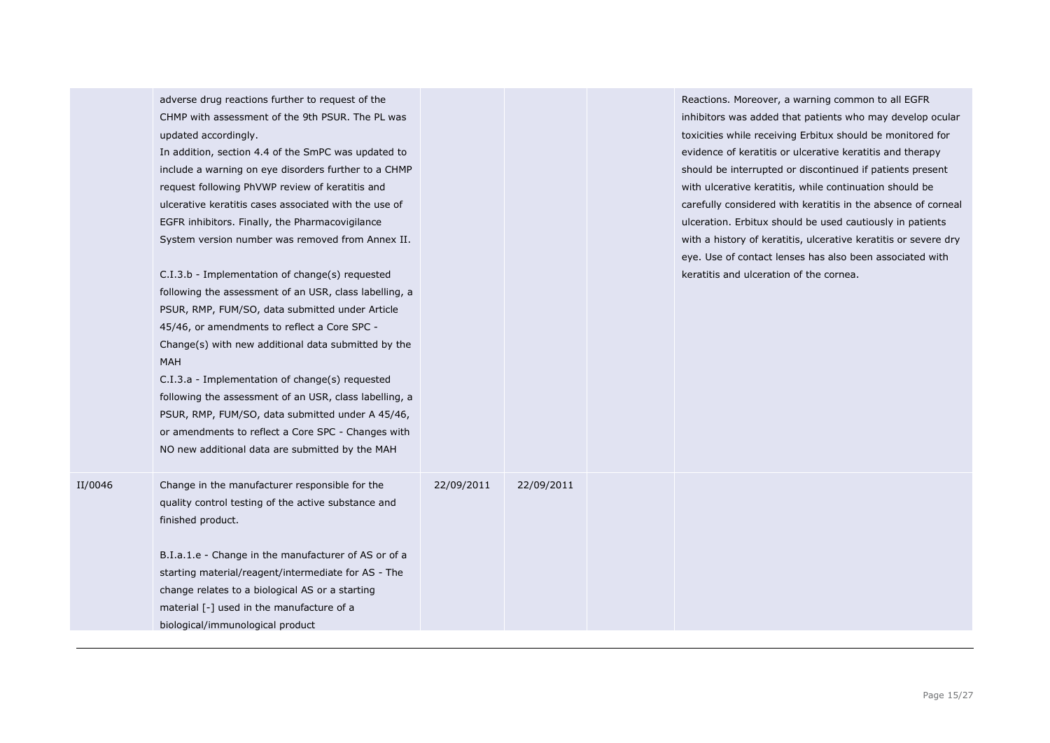|  |  |  |  |  |  |
|---|---|---|---|---|---|
|  | adverse drug reactions further to request of the CHMP with assessment of the 9th PSUR. The PL was updated accordingly.<br>In addition, section 4.4 of the SmPC was updated to include a warning on eye disorders further to a CHMP request following PhVWP review of keratitis and ulcerative keratitis cases associated with the use of EGFR inhibitors. Finally, the Pharmacovigilance System version number was removed from Annex II.<br><br>C.I.3.b - Implementation of change(s) requested following the assessment of an USR, class labelling, a PSUR, RMP, FUM/SO, data submitted under Article 45/46, or amendments to reflect a Core SPC - Change(s) with new additional data submitted by the MAH<br>C.I.3.a - Implementation of change(s) requested following the assessment of an USR, class labelling, a PSUR, RMP, FUM/SO, data submitted under A 45/46, or amendments to reflect a Core SPC - Changes with NO new additional data are submitted by the MAH |  |  |  | Reactions. Moreover, a warning common to all EGFR inhibitors was added that patients who may develop ocular toxicities while receiving Erbitux should be monitored for evidence of keratitis or ulcerative keratitis and therapy should be interrupted or discontinued if patients present with ulcerative keratitis, while continuation should be carefully considered with keratitis in the absence of corneal ulceration. Erbitux should be used cautiously in patients with a history of keratitis, ulcerative keratitis or severe dry eye. Use of contact lenses has also been associated with keratitis and ulceration of the cornea. |
| II/0046 | Change in the manufacturer responsible for the quality control testing of the active substance and finished product.<br><br>B.I.a.1.e - Change in the manufacturer of AS or of a starting material/reagent/intermediate for AS - The change relates to a biological AS or a starting material [-] used in the manufacture of a biological/immunological product | 22/09/2011 | 22/09/2011 |  |  |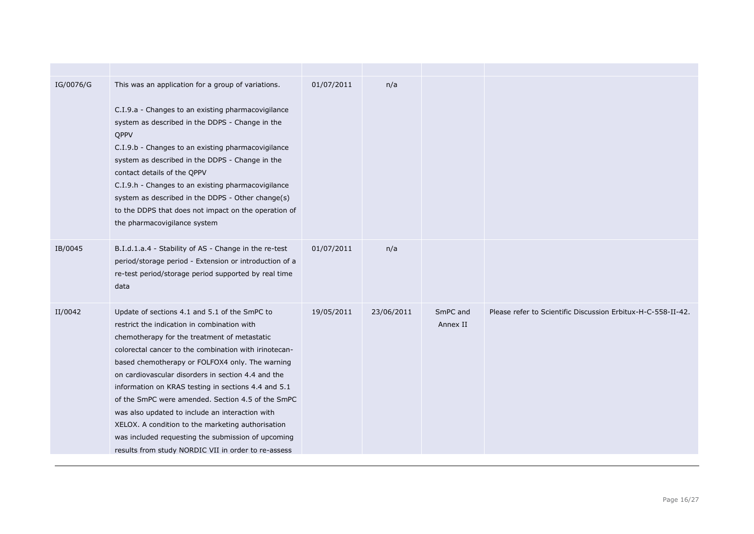| | | | | | |
|---|---|---|---|---|---|
| IG/0076/G | This was an application for a group of variations.<br><br>C.I.9.a - Changes to an existing pharmacovigilance system as described in the DDPS - Change in the QPPV<br>C.I.9.b - Changes to an existing pharmacovigilance system as described in the DDPS - Change in the contact details of the QPPV<br>C.I.9.h - Changes to an existing pharmacovigilance system as described in the DDPS - Other change(s) to the DDPS that does not impact on the operation of the pharmacovigilance system | 01/07/2011 | n/a | | |
| IB/0045 | B.I.d.1.a.4 - Stability of AS - Change in the re-test period/storage period - Extension or introduction of a re-test period/storage period supported by real time data | 01/07/2011 | n/a | | |
| II/0042 | Update of sections 4.1 and 5.1 of the SmPC to restrict the indication in combination with chemotherapy for the treatment of metastatic colorectal cancer to the combination with irinotecan-based chemotherapy or FOLFOX4 only. The warning on cardiovascular disorders in section 4.4 and the information on KRAS testing in sections 4.4 and 5.1 of the SmPC were amended. Section 4.5 of the SmPC was also updated to include an interaction with XELOX. A condition to the marketing authorisation was included requesting the submission of upcoming results from study NORDIC VII in order to re-assess | 19/05/2011 | 23/06/2011 | SmPC and Annex II | Please refer to Scientific Discussion Erbitux-H-C-558-II-42. |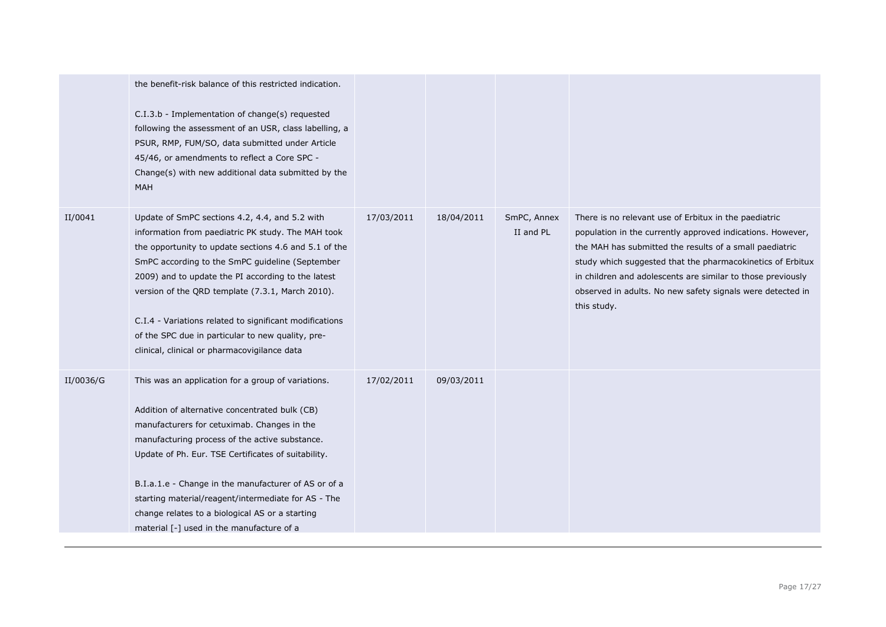| | | | | | |
|---|---|---|---|---|---|
| | the benefit-risk balance of this restricted indication.<br><br>C.I.3.b - Implementation of change(s) requested following the assessment of an USR, class labelling, a PSUR, RMP, FUM/SO, data submitted under Article 45/46, or amendments to reflect a Core SPC - Change(s) with new additional data submitted by the MAH | | | | |
| II/0041 | Update of SmPC sections 4.2, 4.4, and 5.2 with information from paediatric PK study. The MAH took the opportunity to update sections 4.6 and 5.1 of the SmPC according to the SmPC guideline (September 2009) and to update the PI according to the latest version of the QRD template (7.3.1, March 2010).<br><br>C.I.4 - Variations related to significant modifications of the SPC due in particular to new quality, pre-clinical, clinical or pharmacovigilance data | 17/03/2011 | 18/04/2011 | SmPC, Annex II and PL | There is no relevant use of Erbitux in the paediatric population in the currently approved indications. However, the MAH has submitted the results of a small paediatric study which suggested that the pharmacokinetics of Erbitux in children and adolescents are similar to those previously observed in adults. No new safety signals were detected in this study. |
| II/0036/G | This was an application for a group of variations.<br><br>Addition of alternative concentrated bulk (CB) manufacturers for cetuximab. Changes in the manufacturing process of the active substance. Update of Ph. Eur. TSE Certificates of suitability.<br><br>B.I.a.1.e - Change in the manufacturer of AS or of a starting material/reagent/intermediate for AS - The change relates to a biological AS or a starting material [-] used in the manufacture of a | 17/02/2011 | 09/03/2011 | | |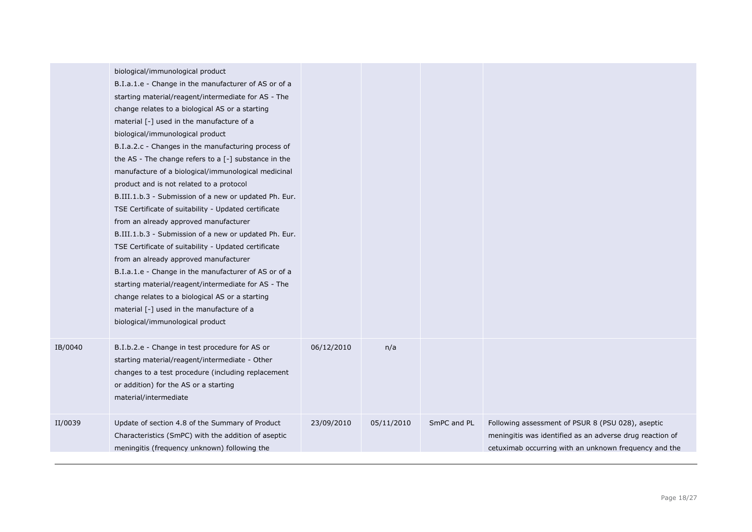| | | | | | |
|---|---|---|---|---|---|
| | biological/immunological product<br>B.I.a.1.e - Change in the manufacturer of AS or of a starting material/reagent/intermediate for AS - The change relates to a biological AS or a starting material [-] used in the manufacture of a biological/immunological product<br>B.I.a.2.c - Changes in the manufacturing process of the AS - The change refers to a [-] substance in the manufacture of a biological/immunological medicinal product and is not related to a protocol<br>B.III.1.b.3 - Submission of a new or updated Ph. Eur. TSE Certificate of suitability - Updated certificate from an already approved manufacturer<br>B.III.1.b.3 - Submission of a new or updated Ph. Eur. TSE Certificate of suitability - Updated certificate from an already approved manufacturer<br>B.I.a.1.e - Change in the manufacturer of AS or of a starting material/reagent/intermediate for AS - The change relates to a biological AS or a starting material [-] used in the manufacture of a biological/immunological product | | | | |
| IB/0040 | B.I.b.2.e - Change in test procedure for AS or starting material/reagent/intermediate - Other changes to a test procedure (including replacement or addition) for the AS or a starting material/intermediate | 06/12/2010 | n/a | | |
| II/0039 | Update of section 4.8 of the Summary of Product Characteristics (SmPC) with the addition of aseptic meningitis (frequency unknown) following the | 23/09/2010 | 05/11/2010 | SmPC and PL | Following assessment of PSUR 8 (PSU 028), aseptic meningitis was identified as an adverse drug reaction of cetuximab occurring with an unknown frequency and the |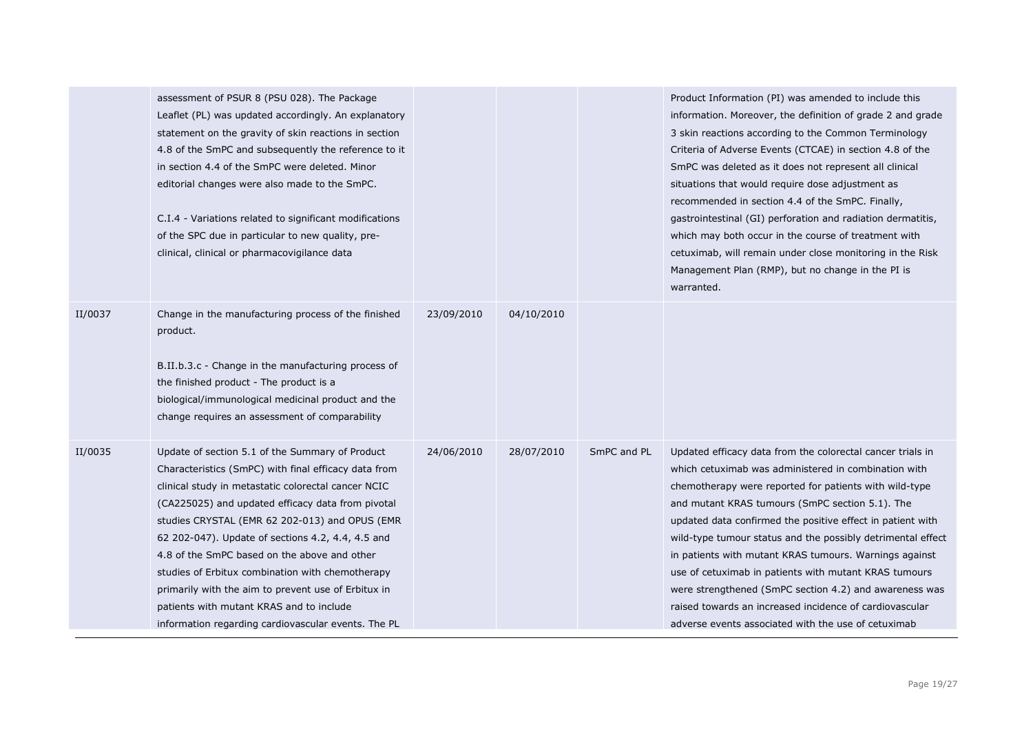| | | | | | |
|---|---|---|---|---|---|
| | assessment of PSUR 8 (PSU 028). The Package Leaflet (PL) was updated accordingly. An explanatory statement on the gravity of skin reactions in section 4.8 of the SmPC and subsequently the reference to it in section 4.4 of the SmPC were deleted. Minor editorial changes were also made to the SmPC.<br><br>C.I.4 - Variations related to significant modifications of the SPC due in particular to new quality, pre-clinical, clinical or pharmacovigilance data | | | | Product Information (PI) was amended to include this information. Moreover, the definition of grade 2 and grade 3 skin reactions according to the Common Terminology Criteria of Adverse Events (CTCAE) in section 4.8 of the SmPC was deleted as it does not represent all clinical situations that would require dose adjustment as recommended in section 4.4 of the SmPC. Finally, gastrointestinal (GI) perforation and radiation dermatitis, which may both occur in the course of treatment with cetuximab, will remain under close monitoring in the Risk Management Plan (RMP), but no change in the PI is warranted. |
| II/0037 | Change in the manufacturing process of the finished product.<br><br>B.II.b.3.c - Change in the manufacturing process of the finished product - The product is a biological/immunological medicinal product and the change requires an assessment of comparability | 23/09/2010 | 04/10/2010 | | |
| II/0035 | Update of section 5.1 of the Summary of Product Characteristics (SmPC) with final efficacy data from clinical study in metastatic colorectal cancer NCIC (CA225025) and updated efficacy data from pivotal studies CRYSTAL (EMR 62 202-013) and OPUS (EMR 62 202-047). Update of sections 4.2, 4.4, 4.5 and 4.8 of the SmPC based on the above and other studies of Erbitux combination with chemotherapy primarily with the aim to prevent use of Erbitux in patients with mutant KRAS and to include information regarding cardiovascular events. The PL | 24/06/2010 | 28/07/2010 | SmPC and PL | Updated efficacy data from the colorectal cancer trials in which cetuximab was administered in combination with chemotherapy were reported for patients with wild-type and mutant KRAS tumours (SmPC section 5.1). The updated data confirmed the positive effect in patient with wild-type tumour status and the possibly detrimental effect in patients with mutant KRAS tumours. Warnings against use of cetuximab in patients with mutant KRAS tumours were strengthened (SmPC section 4.2) and awareness was raised towards an increased incidence of cardiovascular adverse events associated with the use of cetuximab |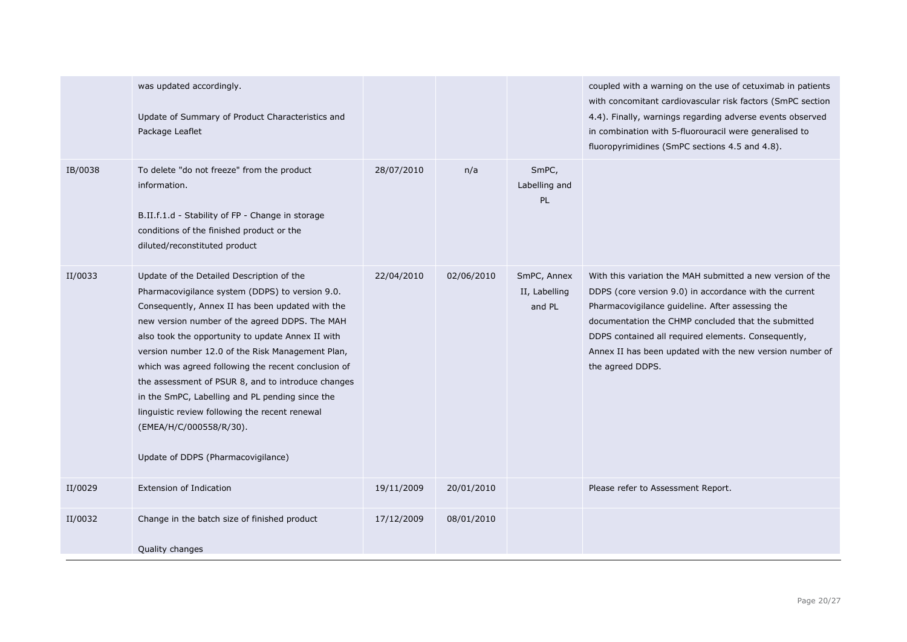| | | | | | |
|---|---|---|---|---|---|
| | was updated accordingly.<br><br>Update of Summary of Product Characteristics and Package Leaflet | | | | coupled with a warning on the use of cetuximab in patients with concomitant cardiovascular risk factors (SmPC section 4.4). Finally, warnings regarding adverse events observed in combination with 5-fluorouracil were generalised to fluoropyrimidines (SmPC sections 4.5 and 4.8). |
| IB/0038 | To delete "do not freeze" from the product information.<br><br>B.II.f.1.d - Stability of FP - Change in storage conditions of the finished product or the diluted/reconstituted product | 28/07/2010 | n/a | SmPC, Labelling and PL | |
| II/0033 | Update of the Detailed Description of the Pharmacovigilance system (DDPS) to version 9.0. Consequently, Annex II has been updated with the new version number of the agreed DDPS. The MAH also took the opportunity to update Annex II with version number 12.0 of the Risk Management Plan, which was agreed following the recent conclusion of the assessment of PSUR 8, and to introduce changes in the SmPC, Labelling and PL pending since the linguistic review following the recent renewal (EMEA/H/C/000558/R/30).<br><br>Update of DDPS (Pharmacovigilance) | 22/04/2010 | 02/06/2010 | SmPC, Annex II, Labelling and PL | With this variation the MAH submitted a new version of the DDPS (core version 9.0) in accordance with the current Pharmacovigilance guideline. After assessing the documentation the CHMP concluded that the submitted DDPS contained all required elements. Consequently, Annex II has been updated with the new version number of the agreed DDPS. |
| II/0029 | Extension of Indication | 19/11/2009 | 20/01/2010 | | Please refer to Assessment Report. |
| II/0032 | Change in the batch size of finished product<br><br>Quality changes | 17/12/2009 | 08/01/2010 | | |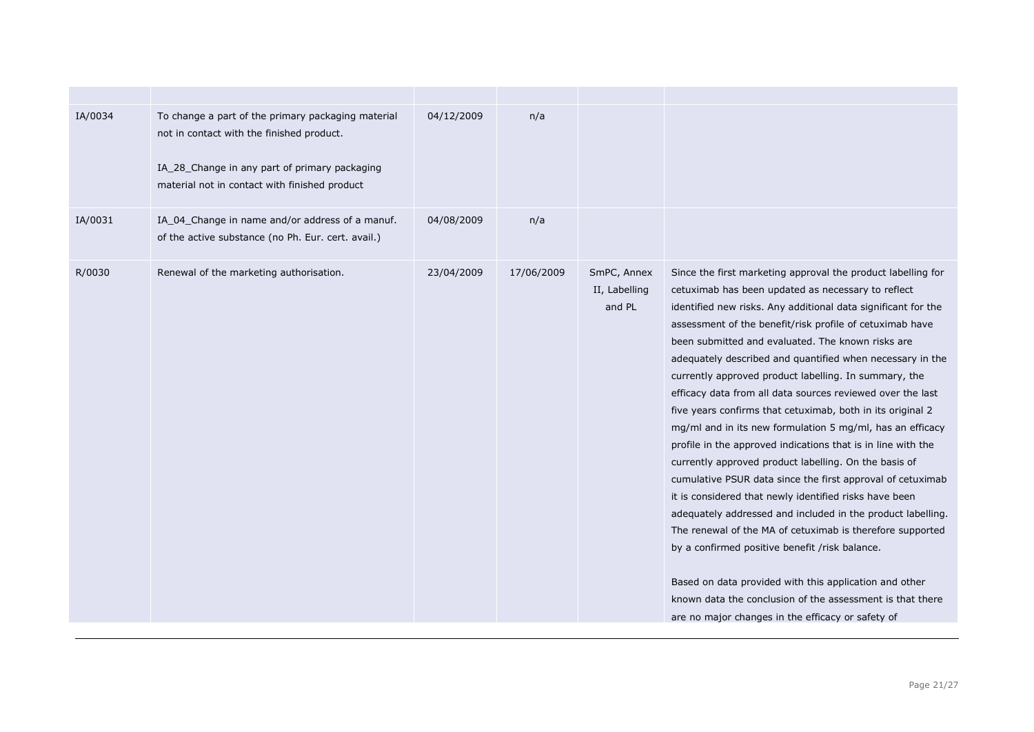| | | | | | |
|---|---|---|---|---|---|
| IA/0034 | To change a part of the primary packaging material not in contact with the finished product.<br><br>IA_28_Change in any part of primary packaging material not in contact with finished product | 04/12/2009 | n/a | | |
| IA/0031 | IA_04_Change in name and/or address of a manuf. of the active substance (no Ph. Eur. cert. avail.) | 04/08/2009 | n/a | | |
| R/0030 | Renewal of the marketing authorisation. | 23/04/2009 | 17/06/2009 | SmPC, Annex II, Labelling and PL | Since the first marketing approval the product labelling for cetuximab has been updated as necessary to reflect identified new risks. Any additional data significant for the assessment of the benefit/risk profile of cetuximab have been submitted and evaluated. The known risks are adequately described and quantified when necessary in the currently approved product labelling. In summary, the efficacy data from all data sources reviewed over the last five years confirms that cetuximab, both in its original 2 mg/ml and in its new formulation 5 mg/ml, has an efficacy profile in the approved indications that is in line with the currently approved product labelling. On the basis of cumulative PSUR data since the first approval of cetuximab it is considered that newly identified risks have been adequately addressed and included in the product labelling. The renewal of the MA of cetuximab is therefore supported by a confirmed positive benefit /risk balance.<br><br>Based on data provided with this application and other known data the conclusion of the assessment is that there are no major changes in the efficacy or safety of |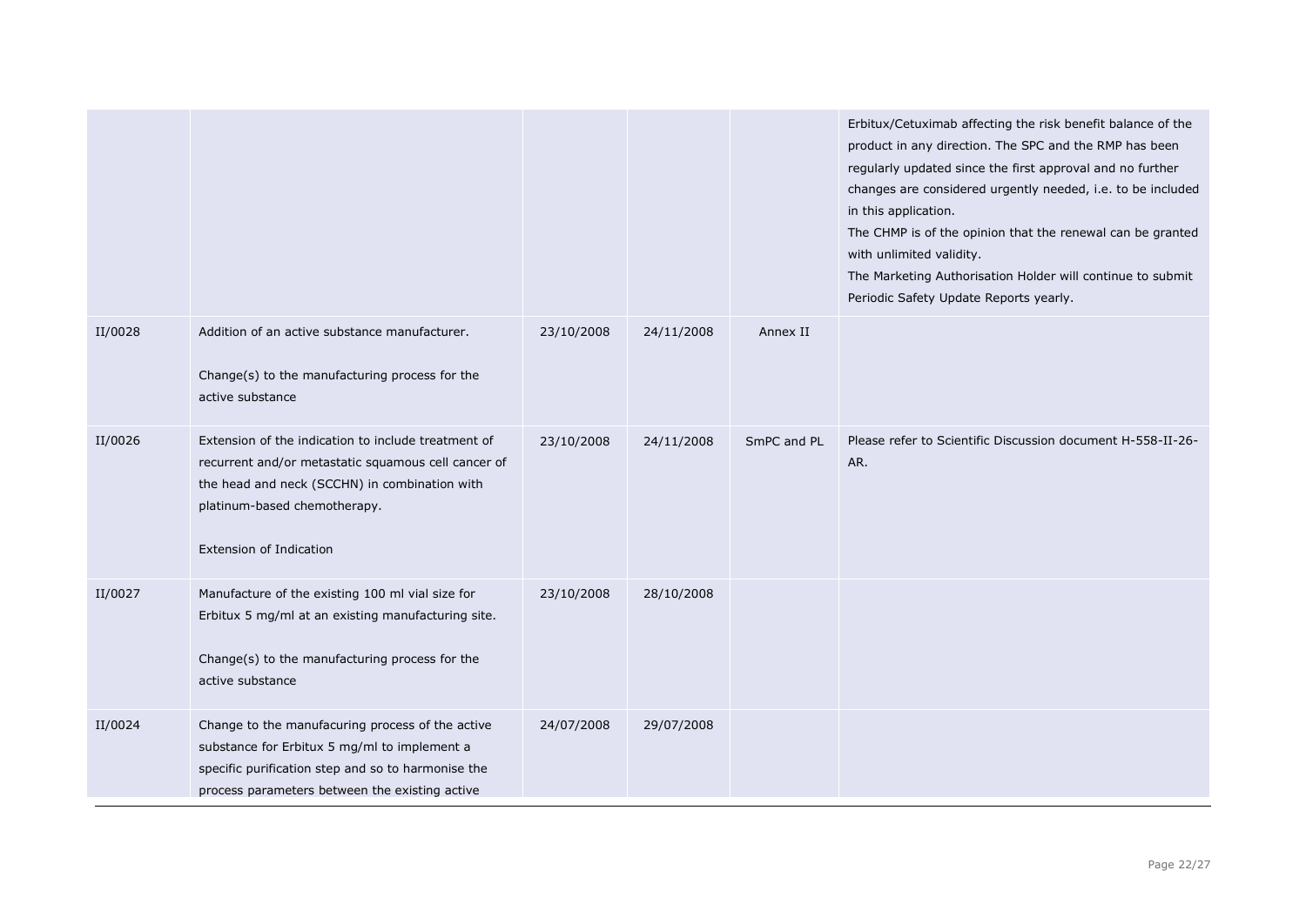| | | | | | |
|---|---|---|---|---|---|
| | | | | | Erbitux/Cetuximab affecting the risk benefit balance of the product in any direction. The SPC and the RMP has been regularly updated since the first approval and no further changes are considered urgently needed, i.e. to be included in this application.<br>The CHMP is of the opinion that the renewal can be granted with unlimited validity.<br>The Marketing Authorisation Holder will continue to submit Periodic Safety Update Reports yearly. |
| II/0028 | Addition of an active substance manufacturer.<br><br>Change(s) to the manufacturing process for the active substance | 23/10/2008 | 24/11/2008 | Annex II | |
| II/0026 | Extension of the indication to include treatment of recurrent and/or metastatic squamous cell cancer of the head and neck (SCCHN) in combination with platinum-based chemotherapy.<br><br>Extension of Indication | 23/10/2008 | 24/11/2008 | SmPC and PL | Please refer to Scientific Discussion document H-558-II-26-AR. |
| II/0027 | Manufacture of the existing 100 ml vial size for Erbitux 5 mg/ml at an existing manufacturing site.<br><br>Change(s) to the manufacturing process for the active substance | 23/10/2008 | 28/10/2008 | | |
| II/0024 | Change to the manufacuring process of the active substance for Erbitux 5 mg/ml to implement a specific purification step and so to harmonise the process parameters between the existing active | 24/07/2008 | 29/07/2008 | | |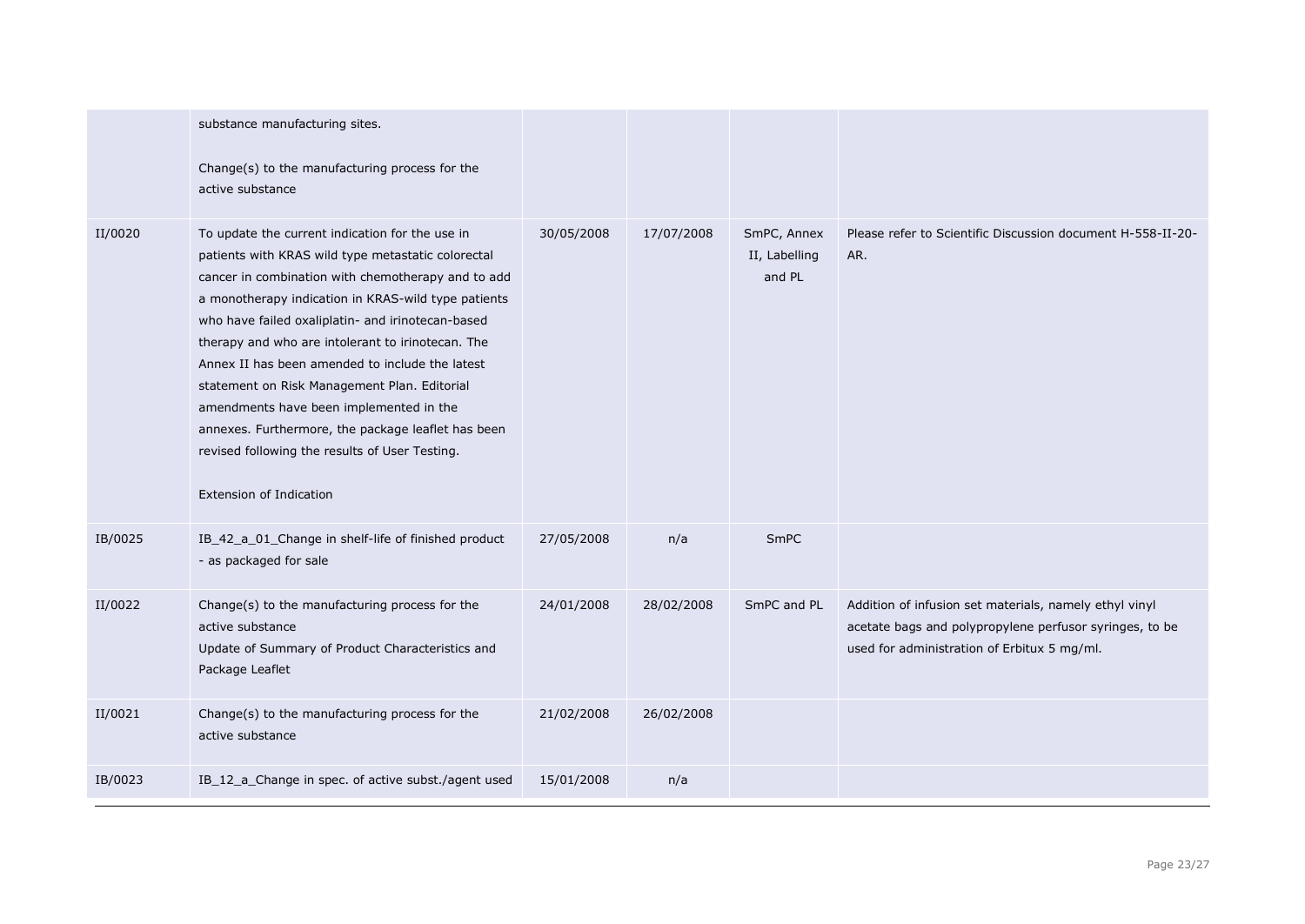| | | | | | |
|---|---|---|---|---|---|
| | substance manufacturing sites.<br><br>Change(s) to the manufacturing process for the active substance | | | | |
| II/0020 | To update the current indication for the use in patients with KRAS wild type metastatic colorectal cancer in combination with chemotherapy and to add a monotherapy indication in KRAS-wild type patients who have failed oxaliplatin- and irinotecan-based therapy and who are intolerant to irinotecan. The Annex II has been amended to include the latest statement on Risk Management Plan. Editorial amendments have been implemented in the annexes. Furthermore, the package leaflet has been revised following the results of User Testing.<br><br>Extension of Indication | 30/05/2008 | 17/07/2008 | SmPC, Annex II, Labelling and PL | Please refer to Scientific Discussion document H-558-II-20-AR. |
| IB/0025 | IB_42_a_01_Change in shelf-life of finished product - as packaged for sale | 27/05/2008 | n/a | SmPC | |
| II/0022 | Change(s) to the manufacturing process for the active substance<br>Update of Summary of Product Characteristics and Package Leaflet | 24/01/2008 | 28/02/2008 | SmPC and PL | Addition of infusion set materials, namely ethyl vinyl acetate bags and polypropylene perfusor syringes, to be used for administration of Erbitux 5 mg/ml. |
| II/0021 | Change(s) to the manufacturing process for the active substance | 21/02/2008 | 26/02/2008 | | |
| IB/0023 | IB_12_a_Change in spec. of active subst./agent used | 15/01/2008 | n/a | | |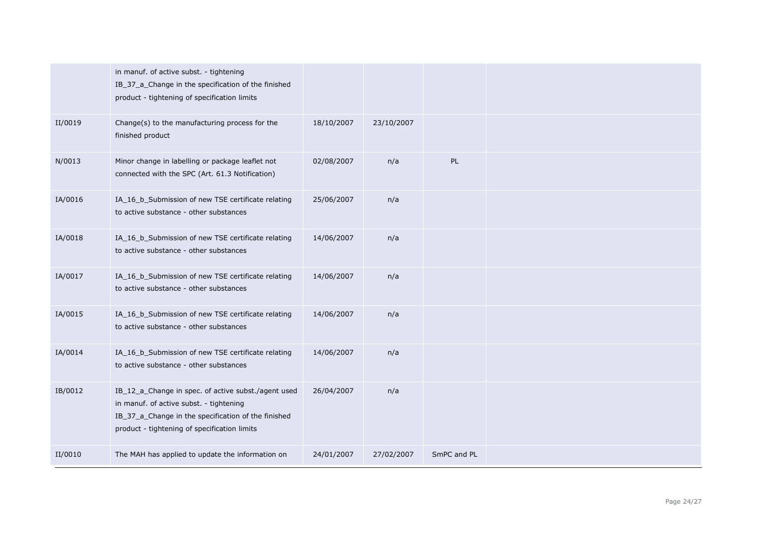|  |  |  |  |  |  |
|---|---|---|---|---|---|
|  | in manuf. of active subst. - tightening<br>IB_37_a_Change in the specification of the finished product - tightening of specification limits |  |  |  |  |
| II/0019 | Change(s) to the manufacturing process for the finished product | 18/10/2007 | 23/10/2007 |  |  |
| N/0013 | Minor change in labelling or package leaflet not connected with the SPC (Art. 61.3 Notification) | 02/08/2007 | n/a | PL |  |
| IA/0016 | IA_16_b_Submission of new TSE certificate relating to active substance - other substances | 25/06/2007 | n/a |  |  |
| IA/0018 | IA_16_b_Submission of new TSE certificate relating to active substance - other substances | 14/06/2007 | n/a |  |  |
| IA/0017 | IA_16_b_Submission of new TSE certificate relating to active substance - other substances | 14/06/2007 | n/a |  |  |
| IA/0015 | IA_16_b_Submission of new TSE certificate relating to active substance - other substances | 14/06/2007 | n/a |  |  |
| IA/0014 | IA_16_b_Submission of new TSE certificate relating to active substance - other substances | 14/06/2007 | n/a |  |  |
| IB/0012 | IB_12_a_Change in spec. of active subst./agent used in manuf. of active subst. - tightening<br>IB_37_a_Change in the specification of the finished product - tightening of specification limits | 26/04/2007 | n/a |  |  |
| II/0010 | The MAH has applied to update the information on | 24/01/2007 | 27/02/2007 | SmPC and PL |  |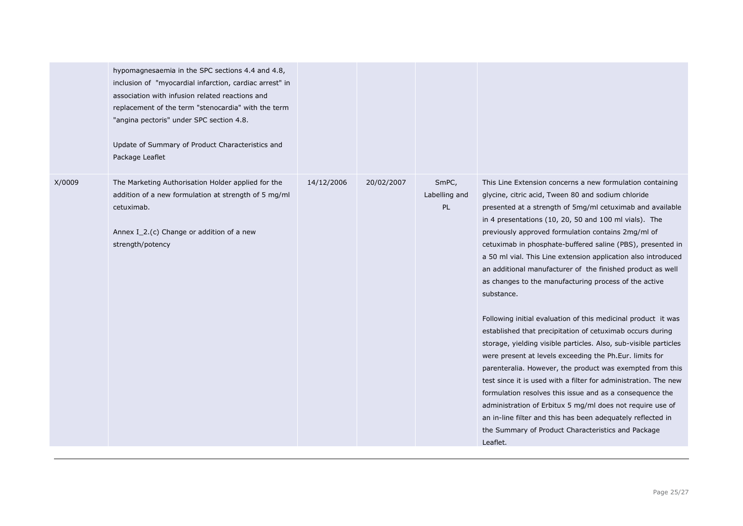| | | | | | |
|---|---|---|---|---|---|
| | hypomagnesaemia in the SPC sections 4.4 and 4.8, inclusion of "myocardial infarction, cardiac arrest" in association with infusion related reactions and replacement of the term "stenocardia" with the term "angina pectoris" under SPC section 4.8.<br><br>Update of Summary of Product Characteristics and Package Leaflet | | | | |
| X/0009 | The Marketing Authorisation Holder applied for the addition of a new formulation at strength of 5 mg/ml cetuximab.<br><br>Annex I_2.(c) Change or addition of a new strength/potency | 14/12/2006 | 20/02/2007 | SmPC, Labelling and PL | This Line Extension concerns a new formulation containing glycine, citric acid, Tween 80 and sodium chloride presented at a strength of 5mg/ml cetuximab and available in 4 presentations (10, 20, 50 and 100 ml vials). The previously approved formulation contains 2mg/ml of cetuximab in phosphate-buffered saline (PBS), presented in a 50 ml vial. This Line extension application also introduced an additional manufacturer of the finished product as well as changes to the manufacturing process of the active substance.<br><br>Following initial evaluation of this medicinal product it was established that precipitation of cetuximab occurs during storage, yielding visible particles. Also, sub-visible particles were present at levels exceeding the Ph.Eur. limits for parenteralia. However, the product was exempted from this test since it is used with a filter for administration. The new formulation resolves this issue and as a consequence the administration of Erbitux 5 mg/ml does not require use of an in-line filter and this has been adequately reflected in the Summary of Product Characteristics and Package Leaflet. |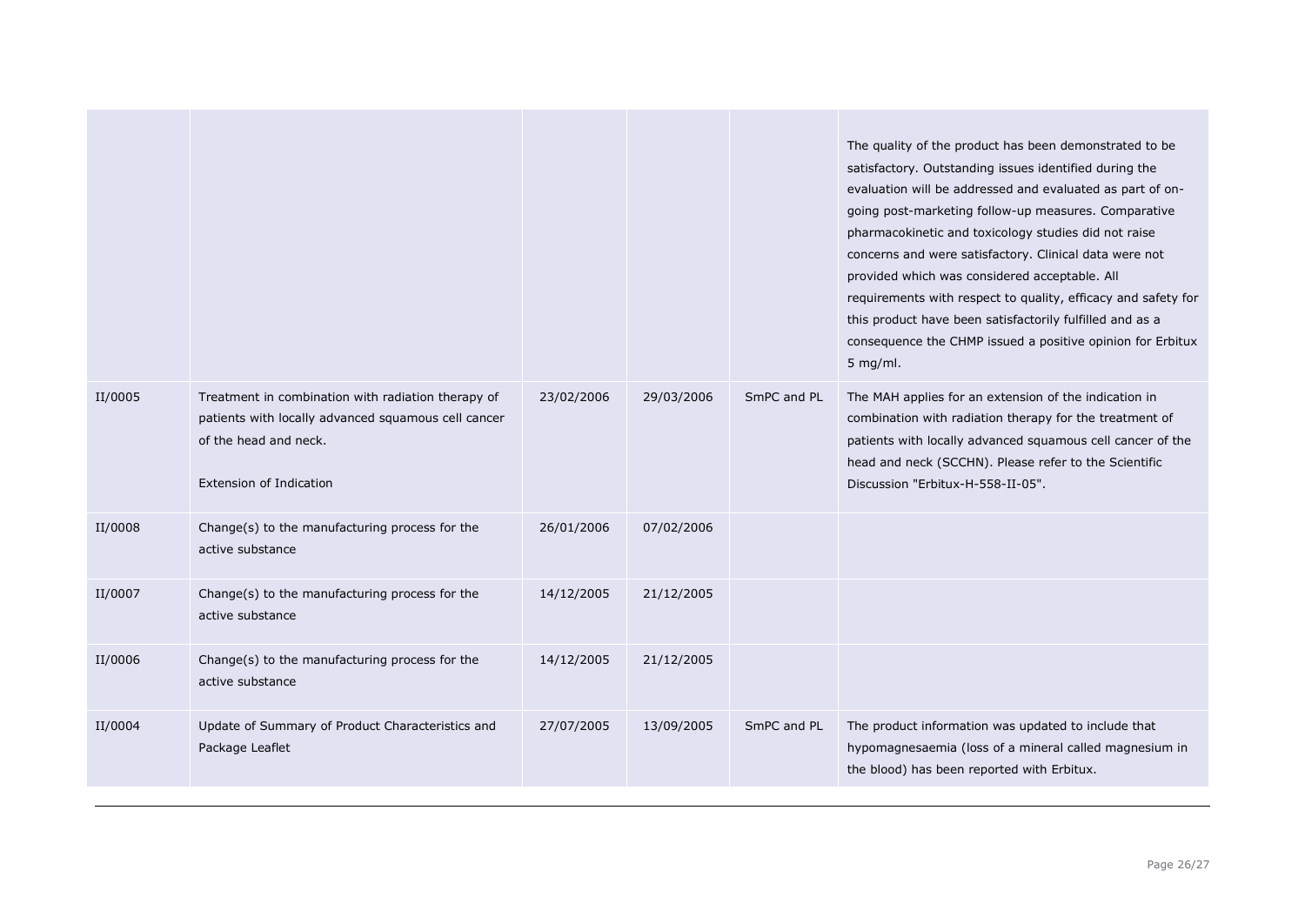| | | | | | |
|---|---|---|---|---|---|
| | | | | | The quality of the product has been demonstrated to be satisfactory. Outstanding issues identified during the evaluation will be addressed and evaluated as part of on-going post-marketing follow-up measures. Comparative pharmacokinetic and toxicology studies did not raise concerns and were satisfactory. Clinical data were not provided which was considered acceptable. All requirements with respect to quality, efficacy and safety for this product have been satisfactorily fulfilled and as a consequence the CHMP issued a positive opinion for Erbitux 5 mg/ml. |
| II/0005 | Treatment in combination with radiation therapy of patients with locally advanced squamous cell cancer of the head and neck.<br><br>Extension of Indication | 23/02/2006 | 29/03/2006 | SmPC and PL | The MAH applies for an extension of the indication in combination with radiation therapy for the treatment of patients with locally advanced squamous cell cancer of the head and neck (SCCHN). Please refer to the Scientific Discussion "Erbitux-H-558-II-05". |
| II/0008 | Change(s) to the manufacturing process for the active substance | 26/01/2006 | 07/02/2006 | | |
| II/0007 | Change(s) to the manufacturing process for the active substance | 14/12/2005 | 21/12/2005 | | |
| II/0006 | Change(s) to the manufacturing process for the active substance | 14/12/2005 | 21/12/2005 | | |
| II/0004 | Update of Summary of Product Characteristics and Package Leaflet | 27/07/2005 | 13/09/2005 | SmPC and PL | The product information was updated to include that hypomagnesaemia (loss of a mineral called magnesium in the blood) has been reported with Erbitux. |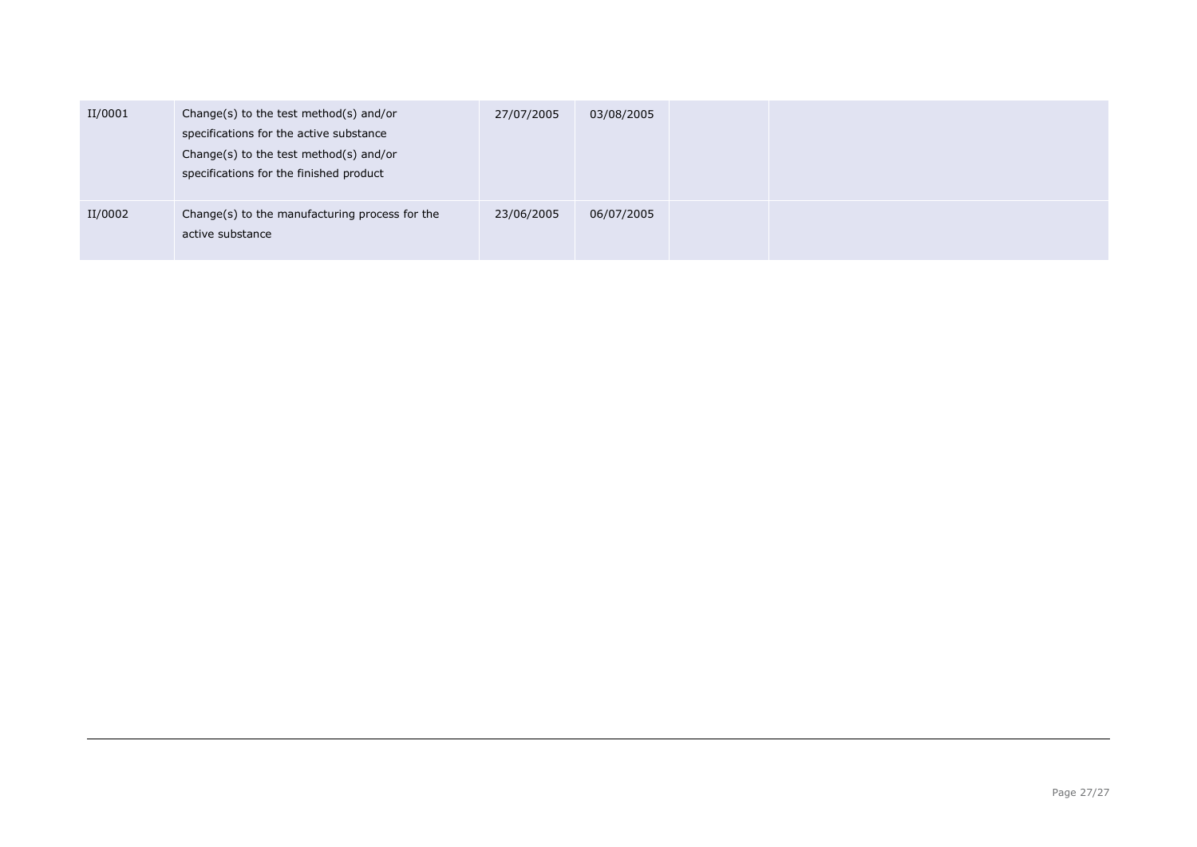| | | | | | |
|---|---|---|---|---|---|
| II/0001 | Change(s) to the test method(s) and/or specifications for the active substance<br>Change(s) to the test method(s) and/or specifications for the finished product | 27/07/2005 | 03/08/2005 | | |
| II/0002 | Change(s) to the manufacturing process for the active substance | 23/06/2005 | 06/07/2005 | | |